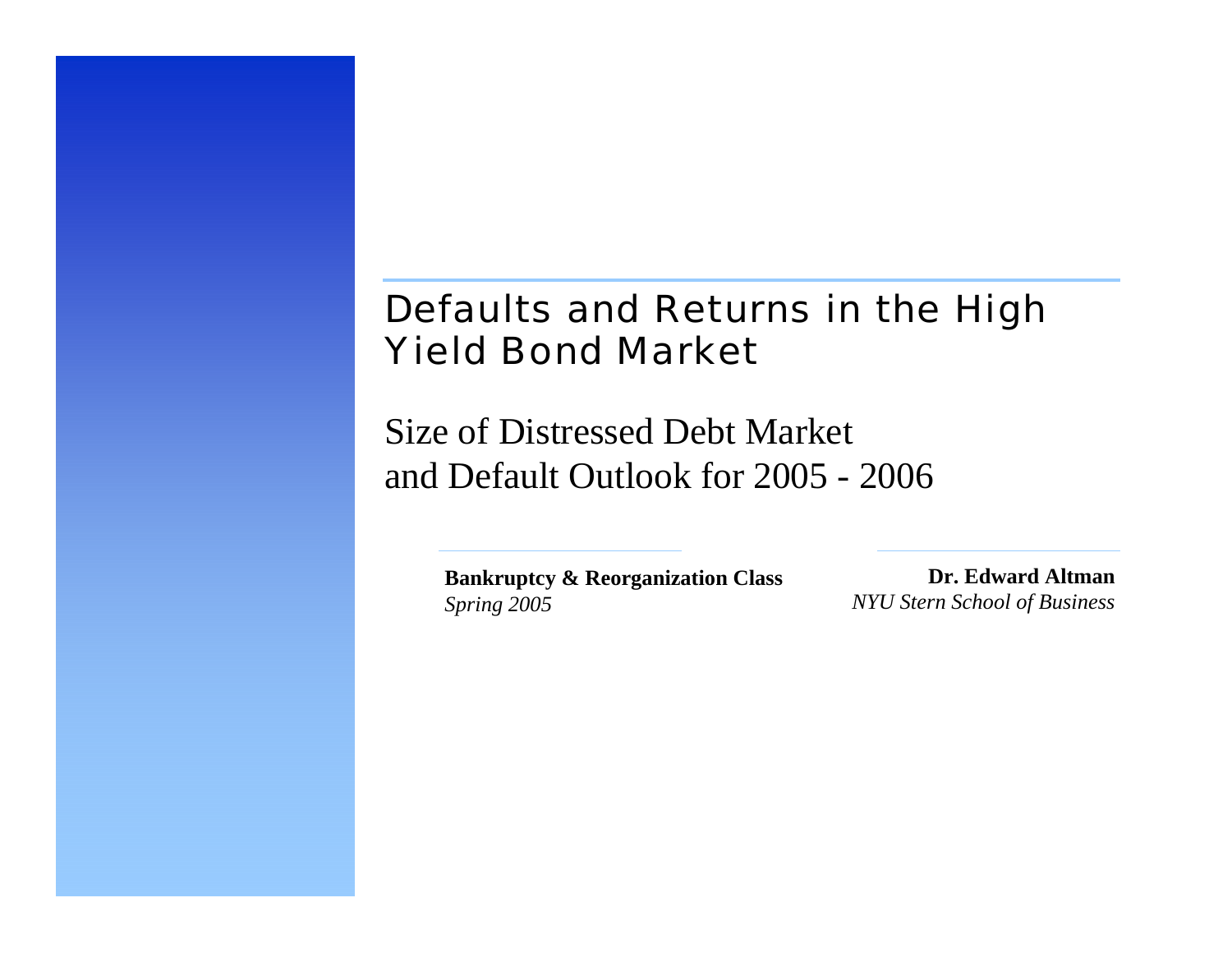# Defaults and Returns in the High Yield Bond Market

## Size of Distressed Debt Market and Default Outlook for 2005 - 2006

**Bankruptcy & Reorganization Class**
*Spring 2005*

**Dr. Edward Altman**
*NYU Stern School of Business*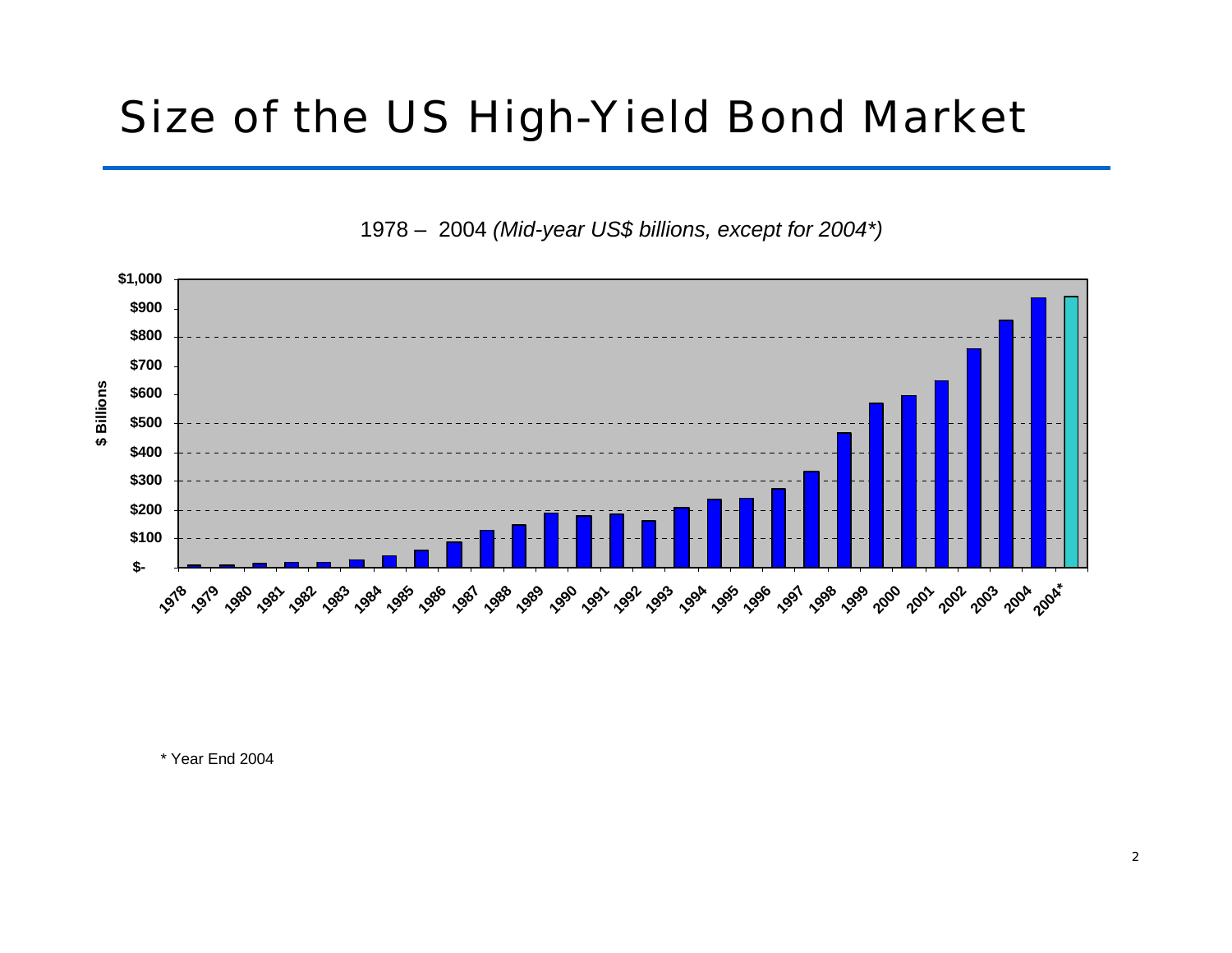# Size of the US High-Yield Bond Market

1978 – 2004 *(Mid-year US$ billions, except for 2004\*)*

\* Year End 2004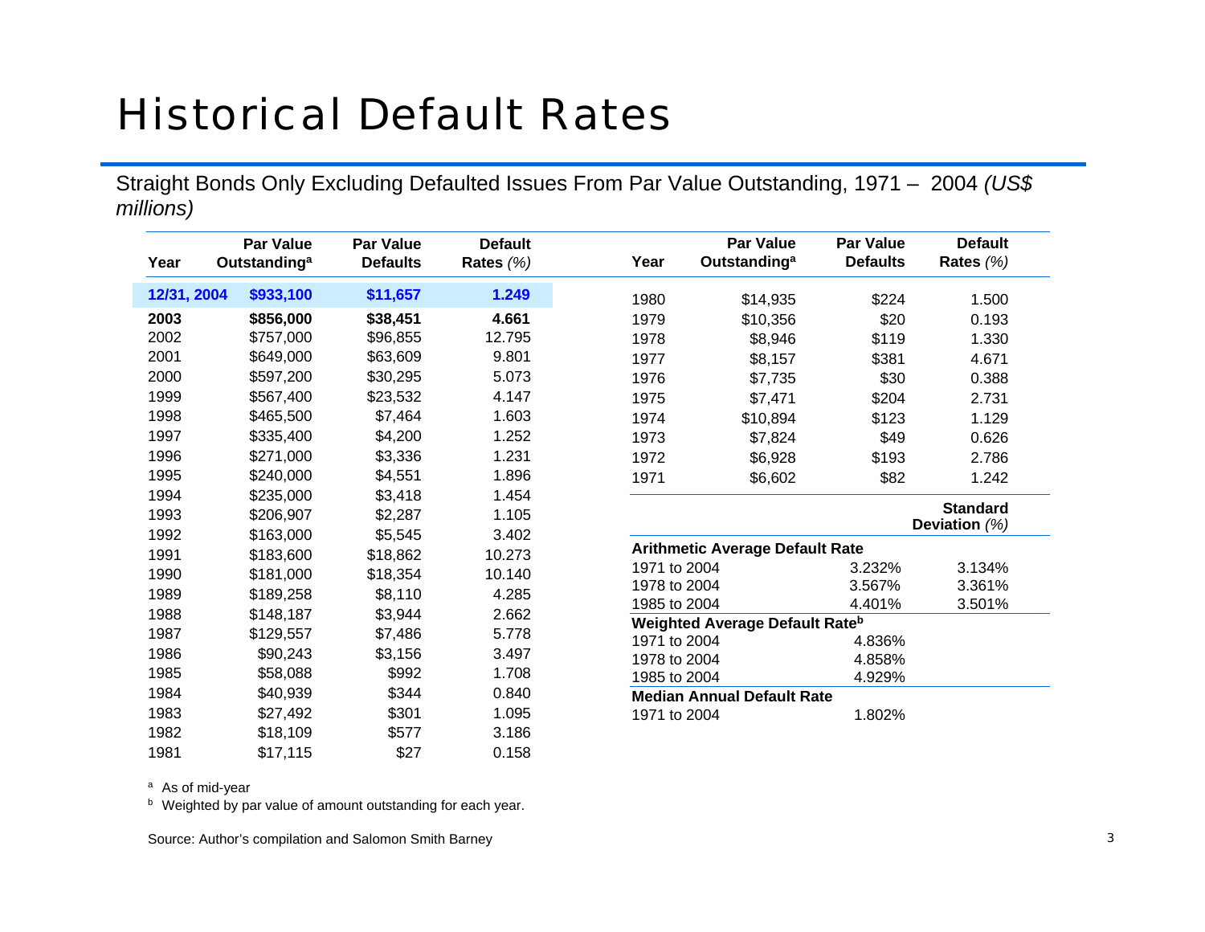# Historical Default Rates

Straight Bonds Only Excluding Defaulted Issues From Par Value Outstanding, 1971 – 2004 *(US$ millions)*

| Year | Par Value Outstanding[a] | Par Value Defaults | Default Rates *(%)* |
|---|---|---|---|
| **12/31, 2004** | **$933,100** | **$11,657** | **1.249** |
| **2003** | **$856,000** | **$38,451** | **4.661** |
| 2002 | $757,000 | $96,855 | 12.795 |
| 2001 | $649,000 | $63,609 | 9.801 |
| 2000 | $597,200 | $30,295 | 5.073 |
| 1999 | $567,400 | $23,532 | 4.147 |
| 1998 | $465,500 | $7,464 | 1.603 |
| 1997 | $335,400 | $4,200 | 1.252 |
| 1996 | $271,000 | $3,336 | 1.231 |
| 1995 | $240,000 | $4,551 | 1.896 |
| 1994 | $235,000 | $3,418 | 1.454 |
| 1993 | $206,907 | $2,287 | 1.105 |
| 1992 | $163,000 | $5,545 | 3.402 |
| 1991 | $183,600 | $18,862 | 10.273 |
| 1990 | $181,000 | $18,354 | 10.140 |
| 1989 | $189,258 | $8,110 | 4.285 |
| 1988 | $148,187 | $3,944 | 2.662 |
| 1987 | $129,557 | $7,486 | 5.778 |
| 1986 | $90,243 | $3,156 | 3.497 |
| 1985 | $58,088 | $992 | 1.708 |
| 1984 | $40,939 | $344 | 0.840 |
| 1983 | $27,492 | $301 | 1.095 |
| 1982 | $18,109 | $577 | 3.186 |
| 1981 | $17,115 | $27 | 0.158 |
| 1980 | $14,935 | $224 | 1.500 |
| 1979 | $10,356 | $20 | 0.193 |
| 1978 | $8,946 | $119 | 1.330 |
| 1977 | $8,157 | $381 | 4.671 |
| 1976 | $7,735 | $30 | 0.388 |
| 1975 | $7,471 | $204 | 2.731 |
| 1974 | $10,894 | $123 | 1.129 |
| 1973 | $7,824 | $49 | 0.626 |
| 1972 | $6,928 | $193 | 2.786 |
| 1971 | $6,602 | $82 | 1.242 |

| | | Standard Deviation *(%)* |
|---|---|---|
| **Arithmetic Average Default Rate** | | |
| 1971 to 2004 | 3.232% | 3.134% |
| 1978 to 2004 | 3.567% | 3.361% |
| 1985 to 2004 | 4.401% | 3.501% |
| **Weighted Average Default Rate[b]** | | |
| 1971 to 2004 | 4.836% | |
| 1978 to 2004 | 4.858% | |
| 1985 to 2004 | 4.929% | |
| **Median Annual Default Rate** | | |
| 1971 to 2004 | 1.802% | |

[a] As of mid-year

[b] Weighted by par value of amount outstanding for each year.

Source: Author's compilation and Salomon Smith Barney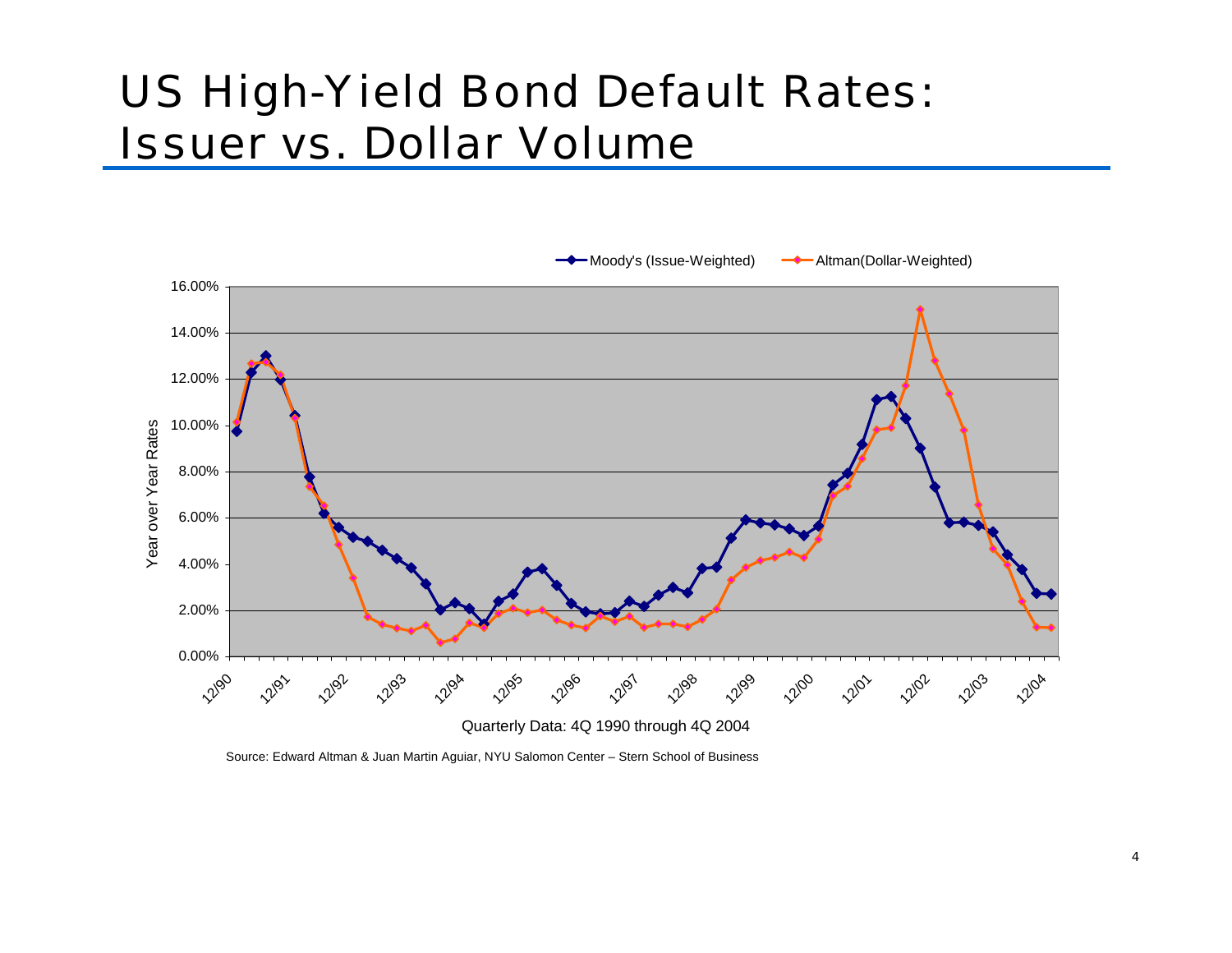# US High-Yield Bond Default Rates: Issuer vs. Dollar Volume

Moody's (Issue-Weighted) — Altman(Dollar-Weighted)

Year over Year Rates

16.00%
14.00%
12.00%
10.00%
8.00%
6.00%
4.00%
2.00%
0.00%

12/90 12/91 12/92 12/93 12/94 12/95 12/96 12/97 12/98 12/99 12/00 12/01 12/02 12/03 12/04

Quarterly Data: 4Q 1990 through 4Q 2004

Source: Edward Altman & Juan Martin Aguiar, NYU Salomon Center – Stern School of Business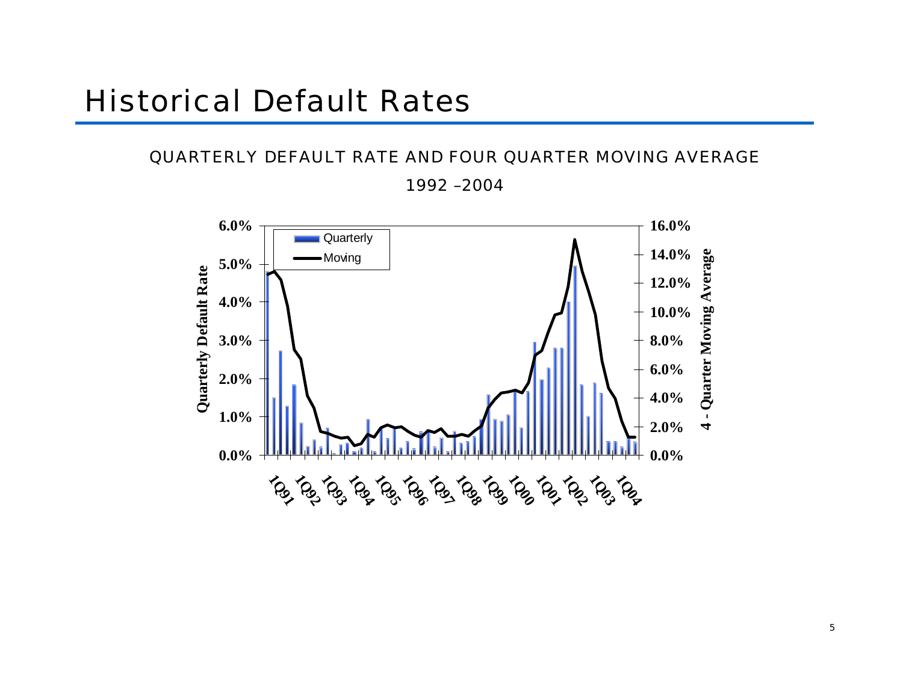# Historical Default Rates

QUARTERLY DEFAULT RATE AND FOUR QUARTER MOVING AVERAGE

1992 –2004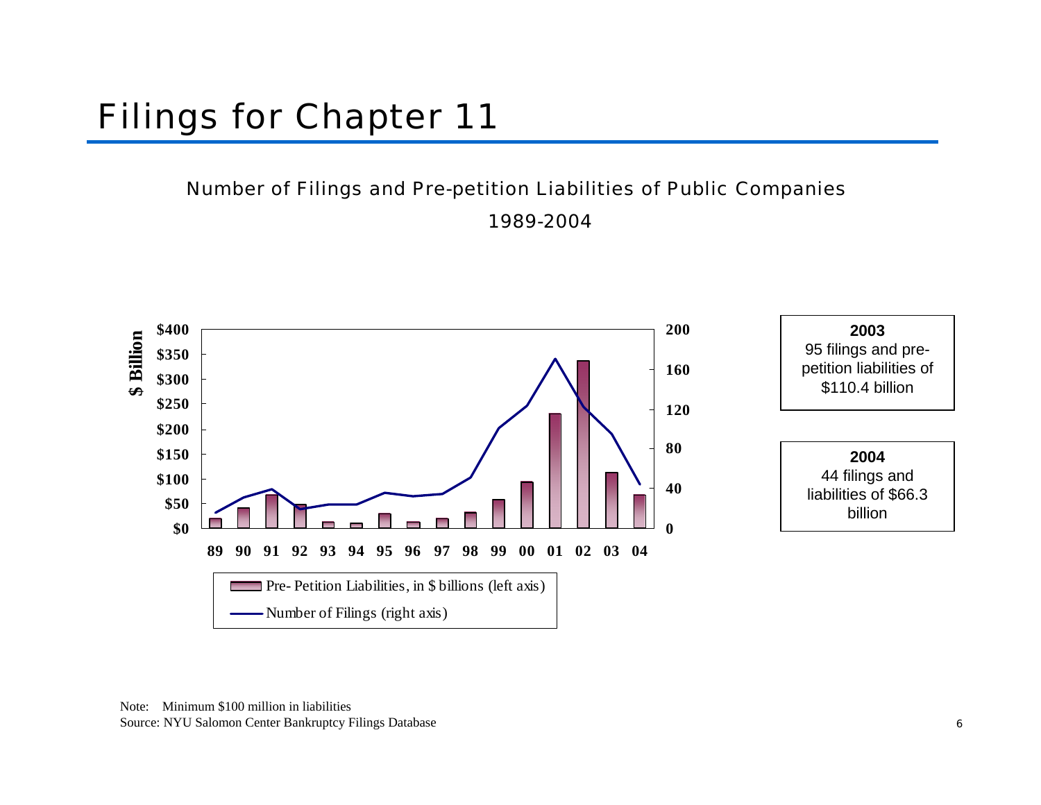# Filings for Chapter 11

## Number of Filings and Pre-petition Liabilities of Public Companies

1989-2004

**$ Billion**

$400, $350, $300, $250, $200, $150, $100, $50, $0

200, 160, 120, 80, 40, 0

89 90 91 92 93 94 95 96 97 98 99 00 01 02 03 04

Pre- Petition Liabilities, in $ billions (left axis)

Number of Filings (right axis)

**2003**
95 filings and pre-petition liabilities of $110.4 billion

**2004**
44 filings and liabilities of $66.3 billion

Note: Minimum $100 million in liabilities
Source: NYU Salomon Center Bankruptcy Filings Database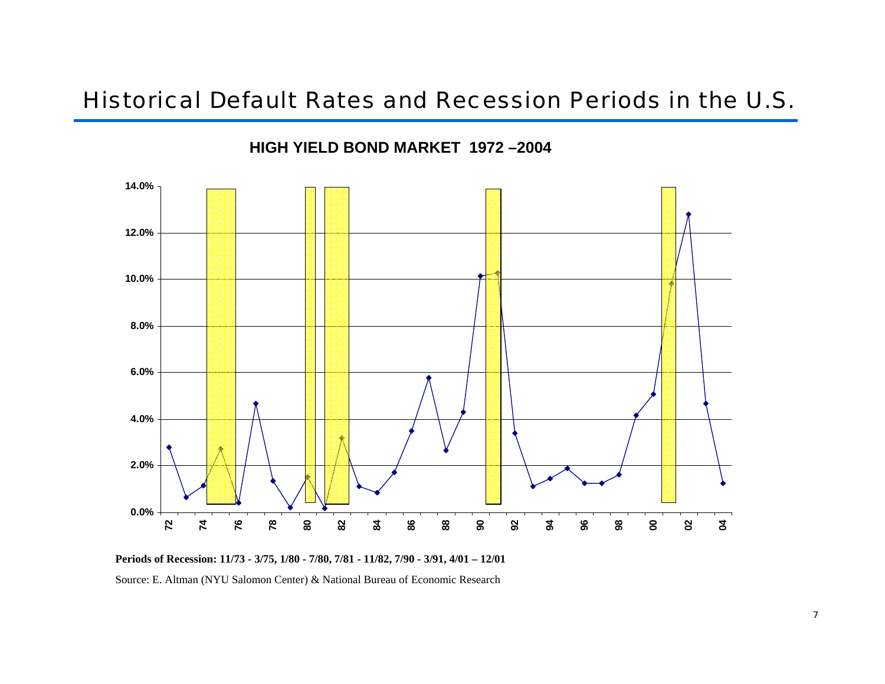# Historical Default Rates and Recession Periods in the U.S.

**HIGH YIELD BOND MARKET 1972 –2004**

**Periods of Recession: 11/73 - 3/75, 1/80 - 7/80, 7/81 - 11/82, 7/90 - 3/91, 4/01 – 12/01**

Source: E. Altman (NYU Salomon Center) & National Bureau of Economic Research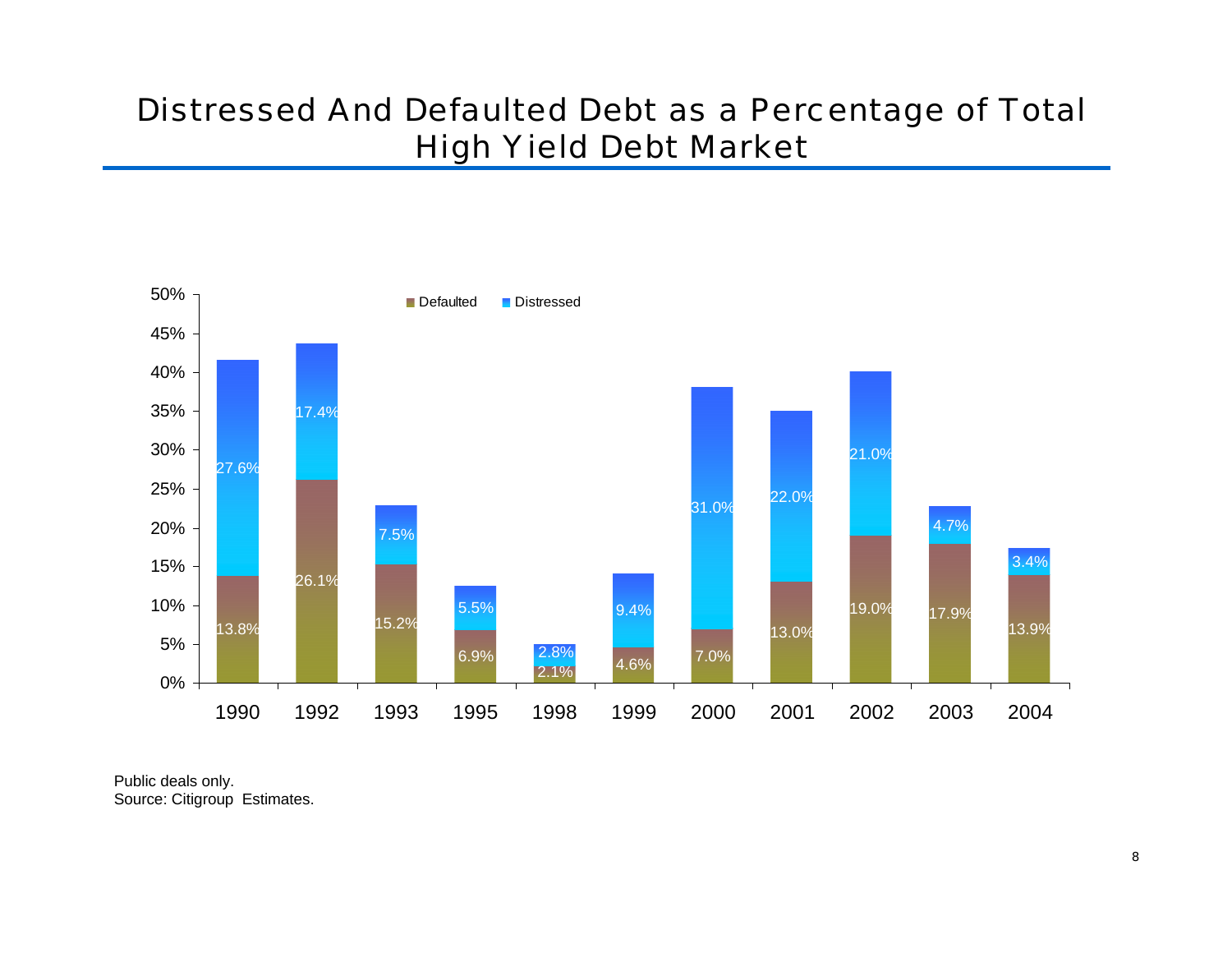# Distressed And Defaulted Debt as a Percentage of Total High Yield Debt Market

| Year | Defaulted | Distressed |
|---|---|---|
| 1990 | 13.8% | 27.6% |
| 1992 | 26.1% | 17.4% |
| 1993 | 15.2% | 7.5% |
| 1995 | 6.9% | 5.5% |
| 1998 | 2.1% | 2.8% |
| 1999 | 4.6% | 9.4% |
| 2000 | 7.0% | 31.0% |
| 2001 | 13.0% | 22.0% |
| 2002 | 19.0% | 21.0% |
| 2003 | 17.9% | 4.7% |
| 2004 | 13.9% | 3.4% |

Public deals only.
Source: Citigroup Estimates.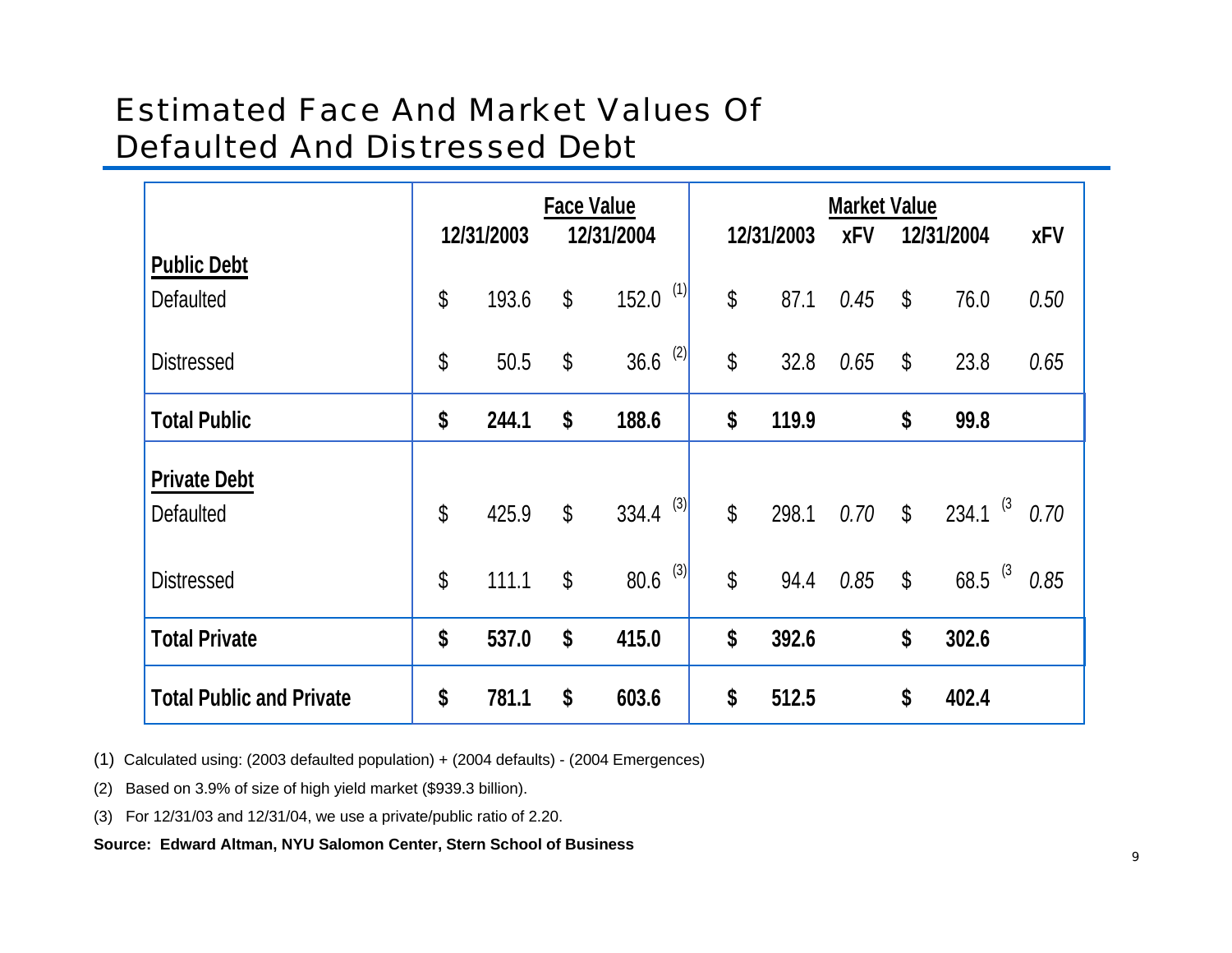# Estimated Face And Market Values Of Defaulted And Distressed Debt

| | Face Value | | Market Value | | | |
|---|---|---|---|---|---|---|
| | 12/31/2003 | 12/31/2004 | 12/31/2003 | xFV | 12/31/2004 | xFV |
| **Public Debt** | | | | | | |
| Defaulted | $ 193.6 | $ 152.0 (1) | $ 87.1 | *0.45* | $ 76.0 | *0.50* |
| Distressed | $ 50.5 | $ 36.6 (2) | $ 32.8 | *0.65* | $ 23.8 | *0.65* |
| **Total Public** | **$ 244.1** | **$ 188.6** | **$ 119.9** | | **$ 99.8** | |
| **Private Debt** | | | | | | |
| Defaulted | $ 425.9 | $ 334.4 (3) | $ 298.1 | *0.70* | $ 234.1 (3 | *0.70* |
| Distressed | $ 111.1 | $ 80.6 (3) | $ 94.4 | *0.85* | $ 68.5 (3 | *0.85* |
| **Total Private** | **$ 537.0** | **$ 415.0** | **$ 392.6** | | **$ 302.6** | |
| **Total Public and Private** | **$ 781.1** | **$ 603.6** | **$ 512.5** | | **$ 402.4** | |

(1) Calculated using: (2003 defaulted population) + (2004 defaults) - (2004 Emergences)

(2) Based on 3.9% of size of high yield market ($939.3 billion).

(3) For 12/31/03 and 12/31/04, we use a private/public ratio of 2.20.

**Source: Edward Altman, NYU Salomon Center, Stern School of Business**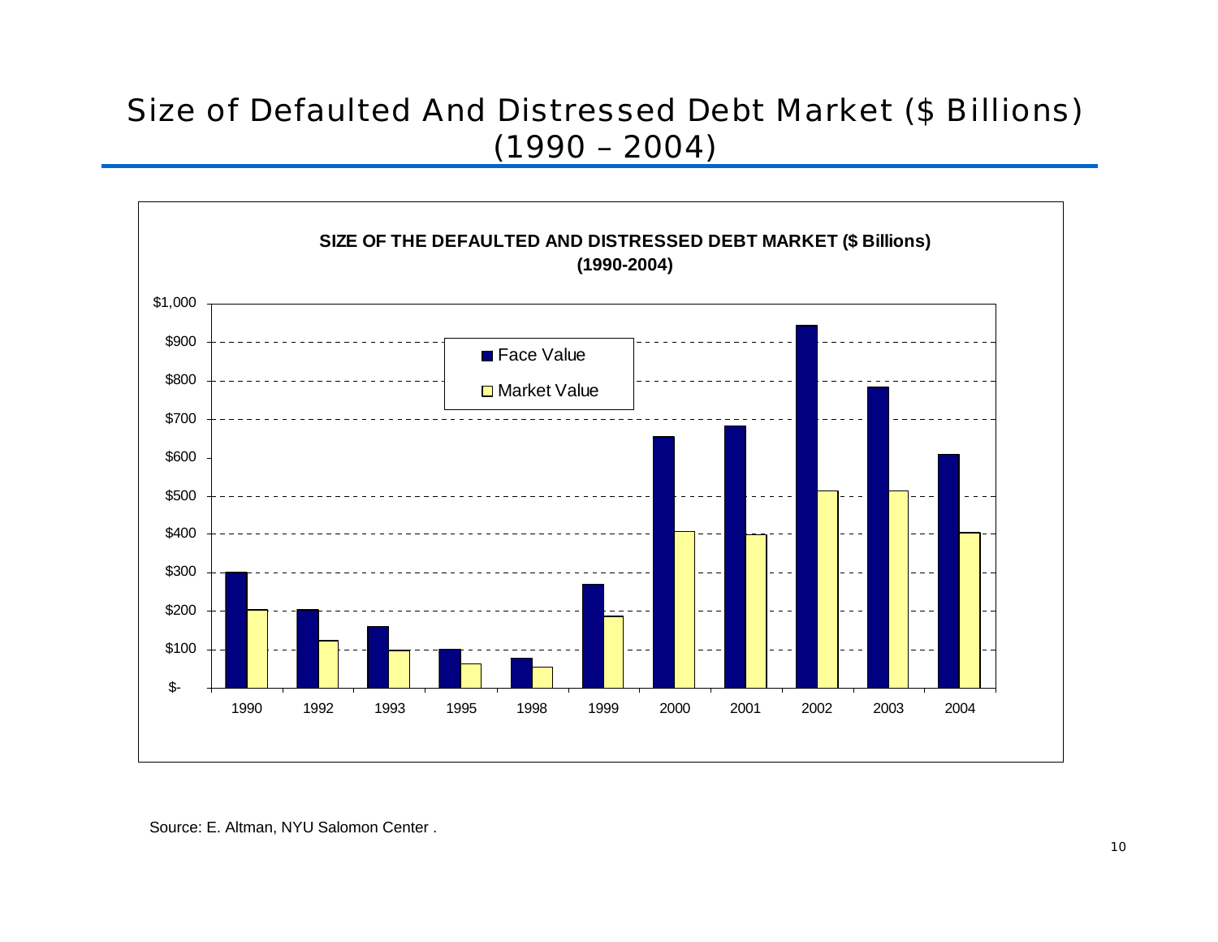# Size of Defaulted And Distressed Debt Market ($ Billions) (1990 – 2004)

**SIZE OF THE DEFAULTED AND DISTRESSED DEBT MARKET ($ Billions) (1990-2004)**

Source: E. Altman, NYU Salomon Center .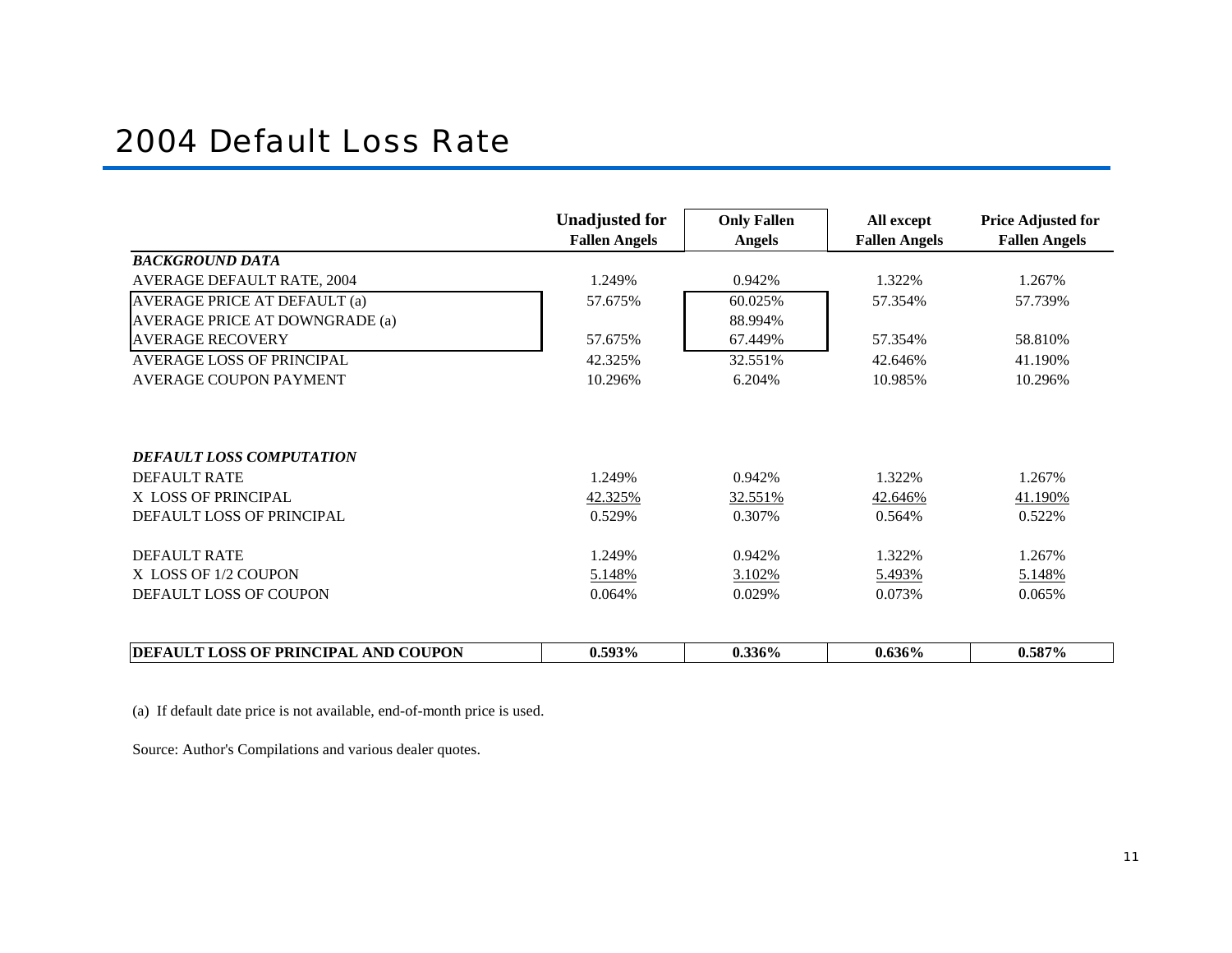# 2004 Default Loss Rate

| | Unadjusted for Fallen Angels | Only Fallen Angels | All except Fallen Angels | Price Adjusted for Fallen Angels |
|---|---|---|---|---|
| ***BACKGROUND DATA*** | | | | |
| AVERAGE DEFAULT RATE, 2004 | 1.249% | 0.942% | 1.322% | 1.267% |
| AVERAGE PRICE AT DEFAULT (a) | 57.675% | 60.025% | 57.354% | 57.739% |
| AVERAGE PRICE AT DOWNGRADE (a) | | 88.994% | | |
| AVERAGE RECOVERY | 57.675% | 67.449% | 57.354% | 58.810% |
| AVERAGE LOSS OF PRINCIPAL | 42.325% | 32.551% | 42.646% | 41.190% |
| AVERAGE COUPON PAYMENT | 10.296% | 6.204% | 10.985% | 10.296% |
| | | | | |
| ***DEFAULT LOSS COMPUTATION*** | | | | |
| DEFAULT RATE | 1.249% | 0.942% | 1.322% | 1.267% |
| X LOSS OF PRINCIPAL | 42.325% | 32.551% | 42.646% | 41.190% |
| DEFAULT LOSS OF PRINCIPAL | 0.529% | 0.307% | 0.564% | 0.522% |
| | | | | |
| DEFAULT RATE | 1.249% | 0.942% | 1.322% | 1.267% |
| X LOSS OF 1/2 COUPON | 5.148% | 3.102% | 5.493% | 5.148% |
| DEFAULT LOSS OF COUPON | 0.064% | 0.029% | 0.073% | 0.065% |
| | | | | |
| **DEFAULT LOSS OF PRINCIPAL AND COUPON** | **0.593%** | **0.336%** | **0.636%** | **0.587%** |

(a) If default date price is not available, end-of-month price is used.

Source: Author's Compilations and various dealer quotes.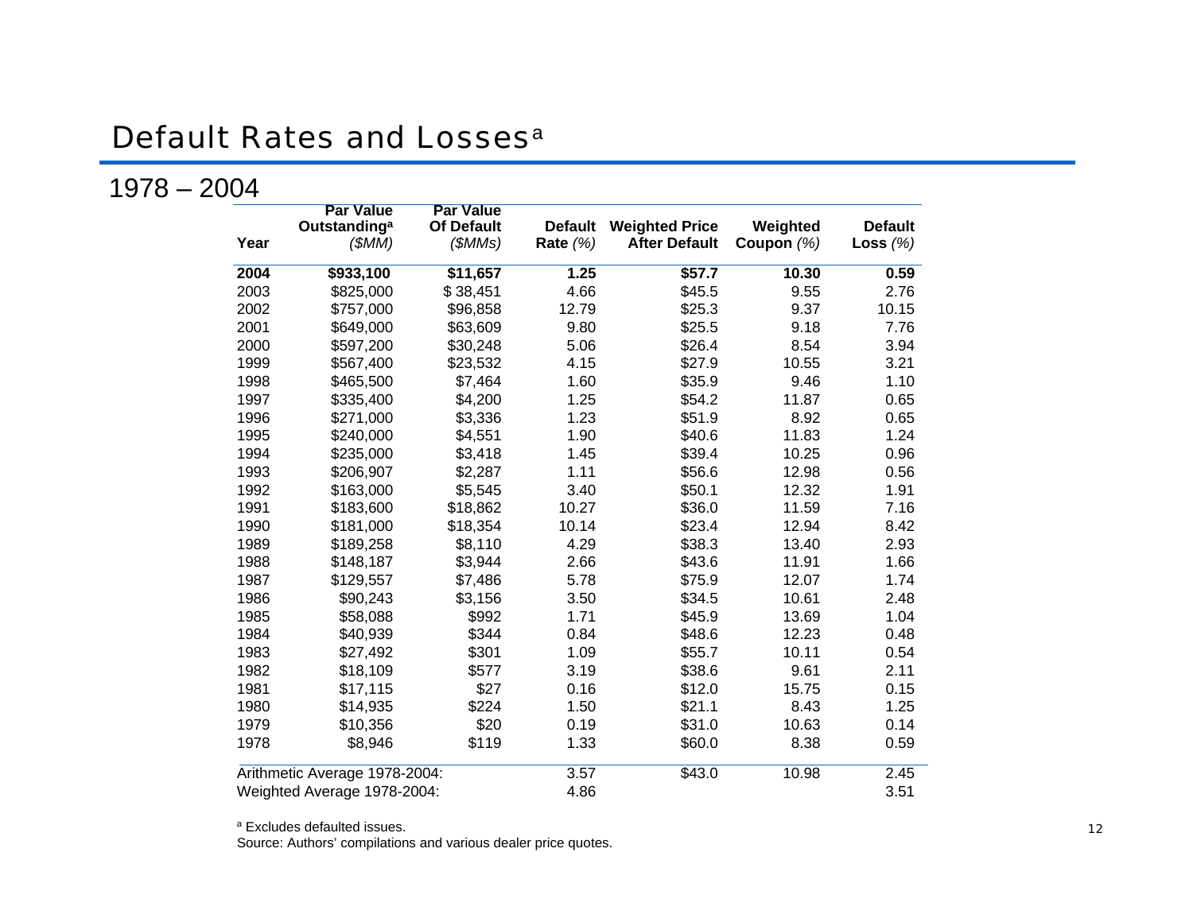# Default Rates and Losses[a]

## 1978 – 2004

| Year | Par Value Outstanding[a] *($MM)* | Par Value Of Default *($MMs)* | Default Rate *(%)* | Weighted Price After Default | Weighted Coupon *(%)* | Default Loss *(%)* |
|---|---|---|---|---|---|---|
| **2004** | **$933,100** | **$11,657** | **1.25** | **$57.7** | **10.30** | **0.59** |
| 2003 | $825,000 | $ 38,451 | 4.66 | $45.5 | 9.55 | 2.76 |
| 2002 | $757,000 | $96,858 | 12.79 | $25.3 | 9.37 | 10.15 |
| 2001 | $649,000 | $63,609 | 9.80 | $25.5 | 9.18 | 7.76 |
| 2000 | $597,200 | $30,248 | 5.06 | $26.4 | 8.54 | 3.94 |
| 1999 | $567,400 | $23,532 | 4.15 | $27.9 | 10.55 | 3.21 |
| 1998 | $465,500 | $7,464 | 1.60 | $35.9 | 9.46 | 1.10 |
| 1997 | $335,400 | $4,200 | 1.25 | $54.2 | 11.87 | 0.65 |
| 1996 | $271,000 | $3,336 | 1.23 | $51.9 | 8.92 | 0.65 |
| 1995 | $240,000 | $4,551 | 1.90 | $40.6 | 11.83 | 1.24 |
| 1994 | $235,000 | $3,418 | 1.45 | $39.4 | 10.25 | 0.96 |
| 1993 | $206,907 | $2,287 | 1.11 | $56.6 | 12.98 | 0.56 |
| 1992 | $163,000 | $5,545 | 3.40 | $50.1 | 12.32 | 1.91 |
| 1991 | $183,600 | $18,862 | 10.27 | $36.0 | 11.59 | 7.16 |
| 1990 | $181,000 | $18,354 | 10.14 | $23.4 | 12.94 | 8.42 |
| 1989 | $189,258 | $8,110 | 4.29 | $38.3 | 13.40 | 2.93 |
| 1988 | $148,187 | $3,944 | 2.66 | $43.6 | 11.91 | 1.66 |
| 1987 | $129,557 | $7,486 | 5.78 | $75.9 | 12.07 | 1.74 |
| 1986 | $90,243 | $3,156 | 3.50 | $34.5 | 10.61 | 2.48 |
| 1985 | $58,088 | $992 | 1.71 | $45.9 | 13.69 | 1.04 |
| 1984 | $40,939 | $344 | 0.84 | $48.6 | 12.23 | 0.48 |
| 1983 | $27,492 | $301 | 1.09 | $55.7 | 10.11 | 0.54 |
| 1982 | $18,109 | $577 | 3.19 | $38.6 | 9.61 | 2.11 |
| 1981 | $17,115 | $27 | 0.16 | $12.0 | 15.75 | 0.15 |
| 1980 | $14,935 | $224 | 1.50 | $21.1 | 8.43 | 1.25 |
| 1979 | $10,356 | $20 | 0.19 | $31.0 | 10.63 | 0.14 |
| 1978 | $8,946 | $119 | 1.33 | $60.0 | 8.38 | 0.59 |
| Arithmetic Average 1978-2004: | | | 3.57 | $43.0 | 10.98 | 2.45 |
| Weighted Average 1978-2004: | | | 4.86 | | | 3.51 |

[a] Excludes defaulted issues.

Source: Authors' compilations and various dealer price quotes.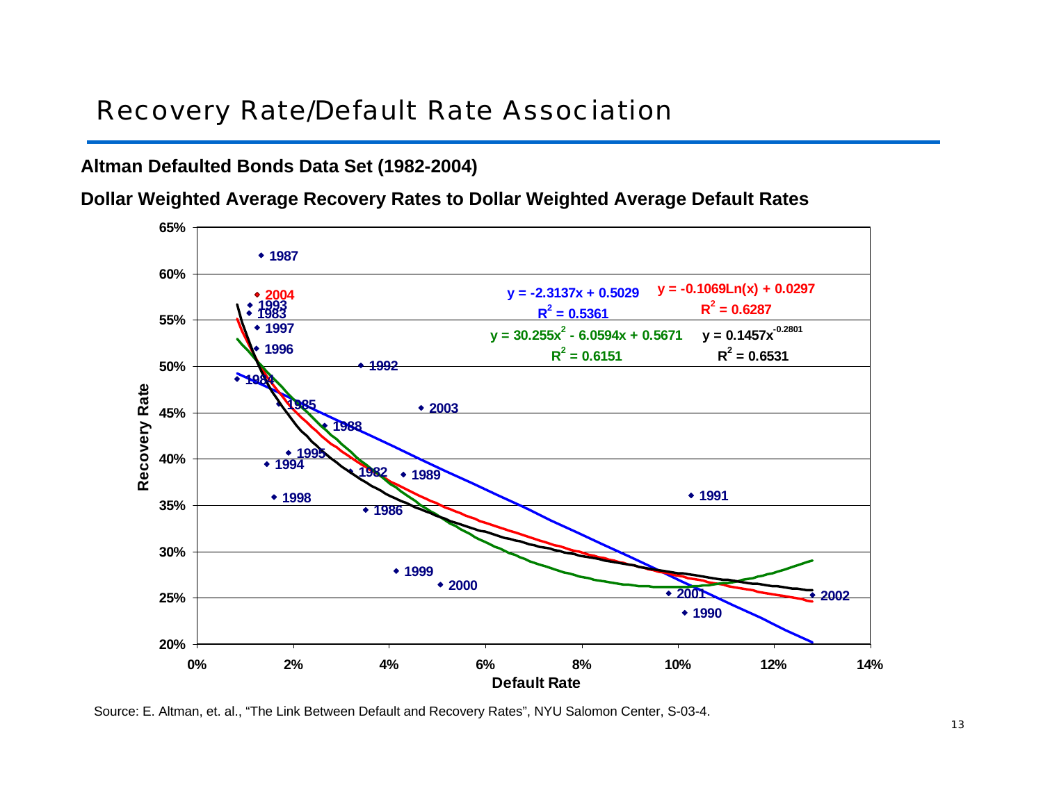# Recovery Rate/Default Rate Association

**Altman Defaulted Bonds Data Set (1982-2004)**

**Dollar Weighted Average Recovery Rates to Dollar Weighted Average Default Rates**

$y = -2.3137x + 0.5029$, $R^2 = 0.5361$

$y = -0.1069\ln(x) + 0.0297$, $R^2 = 0.6287$

$y = 30.255x^2 - 6.0594x + 0.5671$, $R^2 = 0.6151$

$y = 0.1457x^{-0.2801}$, $R^2 = 0.6531$

Source: E. Altman, et. al., "The Link Between Default and Recovery Rates", NYU Salomon Center, S-03-4.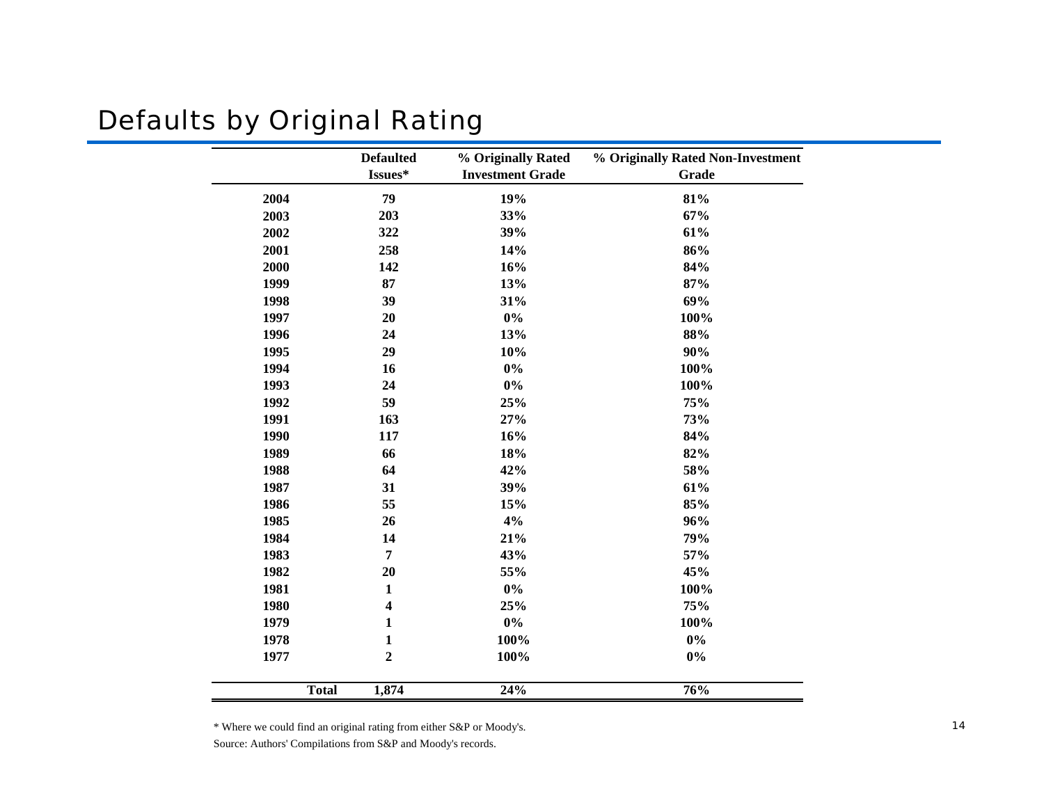# Defaults by Original Rating

| | Defaulted Issues* | % Originally Rated Investment Grade | % Originally Rated Non-Investment Grade |
|---|---|---|---|
| 2004 | 79 | 19% | 81% |
| 2003 | 203 | 33% | 67% |
| 2002 | 322 | 39% | 61% |
| 2001 | 258 | 14% | 86% |
| 2000 | 142 | 16% | 84% |
| 1999 | 87 | 13% | 87% |
| 1998 | 39 | 31% | 69% |
| 1997 | 20 | 0% | 100% |
| 1996 | 24 | 13% | 88% |
| 1995 | 29 | 10% | 90% |
| 1994 | 16 | 0% | 100% |
| 1993 | 24 | 0% | 100% |
| 1992 | 59 | 25% | 75% |
| 1991 | 163 | 27% | 73% |
| 1990 | 117 | 16% | 84% |
| 1989 | 66 | 18% | 82% |
| 1988 | 64 | 42% | 58% |
| 1987 | 31 | 39% | 61% |
| 1986 | 55 | 15% | 85% |
| 1985 | 26 | 4% | 96% |
| 1984 | 14 | 21% | 79% |
| 1983 | 7 | 43% | 57% |
| 1982 | 20 | 55% | 45% |
| 1981 | 1 | 0% | 100% |
| 1980 | 4 | 25% | 75% |
| 1979 | 1 | 0% | 100% |
| 1978 | 1 | 100% | 0% |
| 1977 | 2 | 100% | 0% |
| Total | 1,874 | 24% | 76% |

* Where we could find an original rating from either S&P or Moody's.

Source: Authors' Compilations from S&P and Moody's records.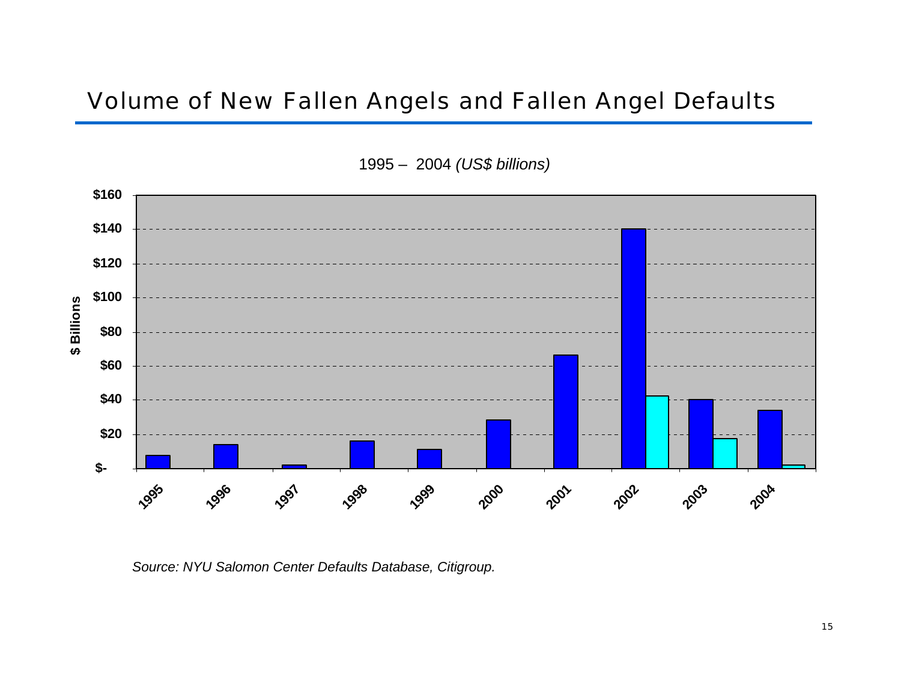# Volume of New Fallen Angels and Fallen Angel Defaults

1995 – 2004 *(US$ billions)*

*Source: NYU Salomon Center Defaults Database, Citigroup.*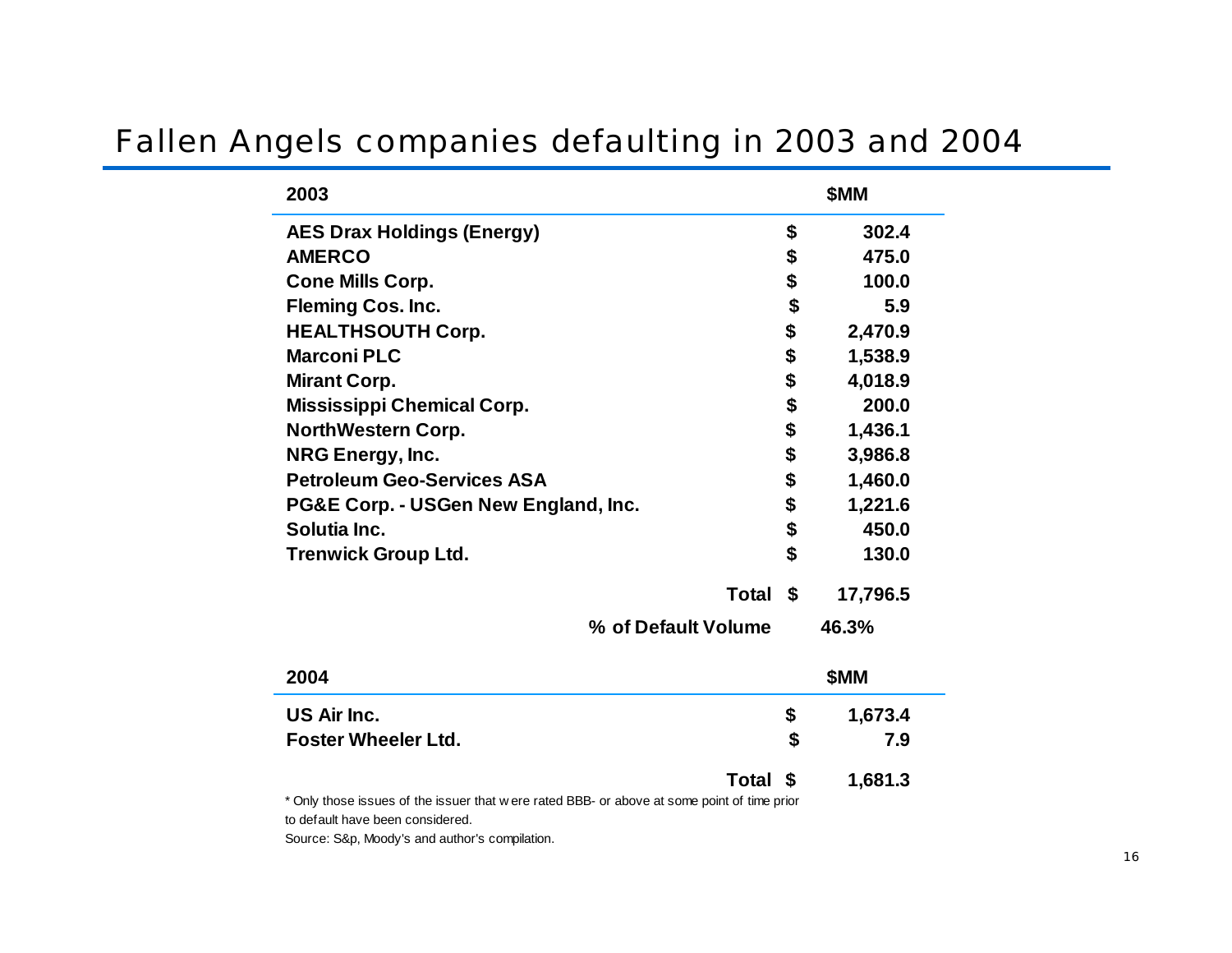# Fallen Angels companies defaulting in 2003 and 2004

| 2003 | | $MM |
|---|---|---|
| AES Drax Holdings (Energy) | $ | 302.4 |
| AMERCO | $ | 475.0 |
| Cone Mills Corp. | $ | 100.0 |
| Fleming Cos. Inc. | $ | 5.9 |
| HEALTHSOUTH Corp. | $ | 2,470.9 |
| Marconi PLC | $ | 1,538.9 |
| Mirant Corp. | $ | 4,018.9 |
| Mississippi Chemical Corp. | $ | 200.0 |
| NorthWestern Corp. | $ | 1,436.1 |
| NRG Energy, Inc. | $ | 3,986.8 |
| Petroleum Geo-Services ASA | $ | 1,460.0 |
| PG&E Corp. - USGen New England, Inc. | $ | 1,221.6 |
| Solutia Inc. | $ | 450.0 |
| Trenwick Group Ltd. | $ | 130.0 |
| Total | $ | 17,796.5 |
| % of Default Volume | | 46.3% |

| 2004 | | $MM |
|---|---|---|
| US Air Inc. | $ | 1,673.4 |
| Foster Wheeler Ltd. | $ | 7.9 |
| Total | $ | 1,681.3 |

* Only those issues of the issuer that were rated BBB- or above at some point of time prior to default have been considered.

Source: S&p, Moody's and author's compilation.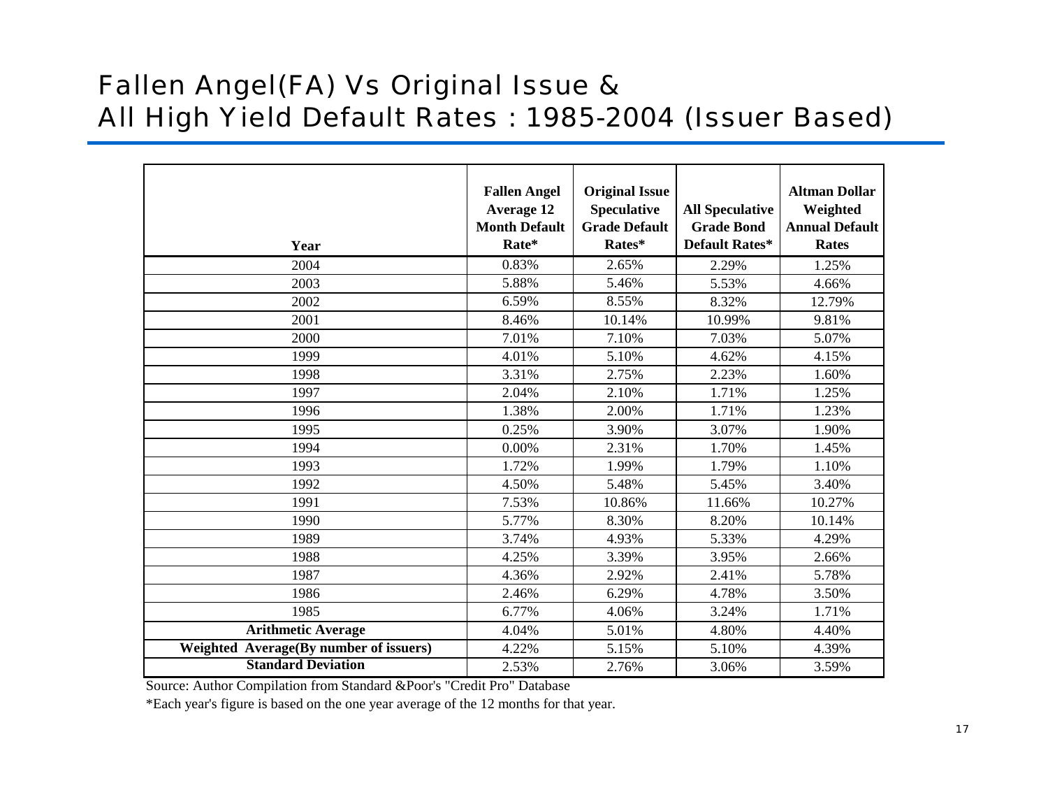# Fallen Angel(FA) Vs Original Issue & All High Yield Default Rates : 1985-2004 (Issuer Based)

| Year | Fallen Angel Average 12 Month Default Rate* | Original Issue Speculative Grade Default Rates* | All Speculative Grade Bond Default Rates* | Altman Dollar Weighted Annual Default Rates |
|---|---|---|---|---|
| 2004 | 0.83% | 2.65% | 2.29% | 1.25% |
| 2003 | 5.88% | 5.46% | 5.53% | 4.66% |
| 2002 | 6.59% | 8.55% | 8.32% | 12.79% |
| 2001 | 8.46% | 10.14% | 10.99% | 9.81% |
| 2000 | 7.01% | 7.10% | 7.03% | 5.07% |
| 1999 | 4.01% | 5.10% | 4.62% | 4.15% |
| 1998 | 3.31% | 2.75% | 2.23% | 1.60% |
| 1997 | 2.04% | 2.10% | 1.71% | 1.25% |
| 1996 | 1.38% | 2.00% | 1.71% | 1.23% |
| 1995 | 0.25% | 3.90% | 3.07% | 1.90% |
| 1994 | 0.00% | 2.31% | 1.70% | 1.45% |
| 1993 | 1.72% | 1.99% | 1.79% | 1.10% |
| 1992 | 4.50% | 5.48% | 5.45% | 3.40% |
| 1991 | 7.53% | 10.86% | 11.66% | 10.27% |
| 1990 | 5.77% | 8.30% | 8.20% | 10.14% |
| 1989 | 3.74% | 4.93% | 5.33% | 4.29% |
| 1988 | 4.25% | 3.39% | 3.95% | 2.66% |
| 1987 | 4.36% | 2.92% | 2.41% | 5.78% |
| 1986 | 2.46% | 6.29% | 4.78% | 3.50% |
| 1985 | 6.77% | 4.06% | 3.24% | 1.71% |
| **Arithmetic Average** | 4.04% | 5.01% | 4.80% | 4.40% |
| **Weighted Average(By number of issuers)** | 4.22% | 5.15% | 5.10% | 4.39% |
| **Standard Deviation** | 2.53% | 2.76% | 3.06% | 3.59% |

Source: Author Compilation from Standard &Poor's "Credit Pro" Database

*Each year's figure is based on the one year average of the 12 months for that year.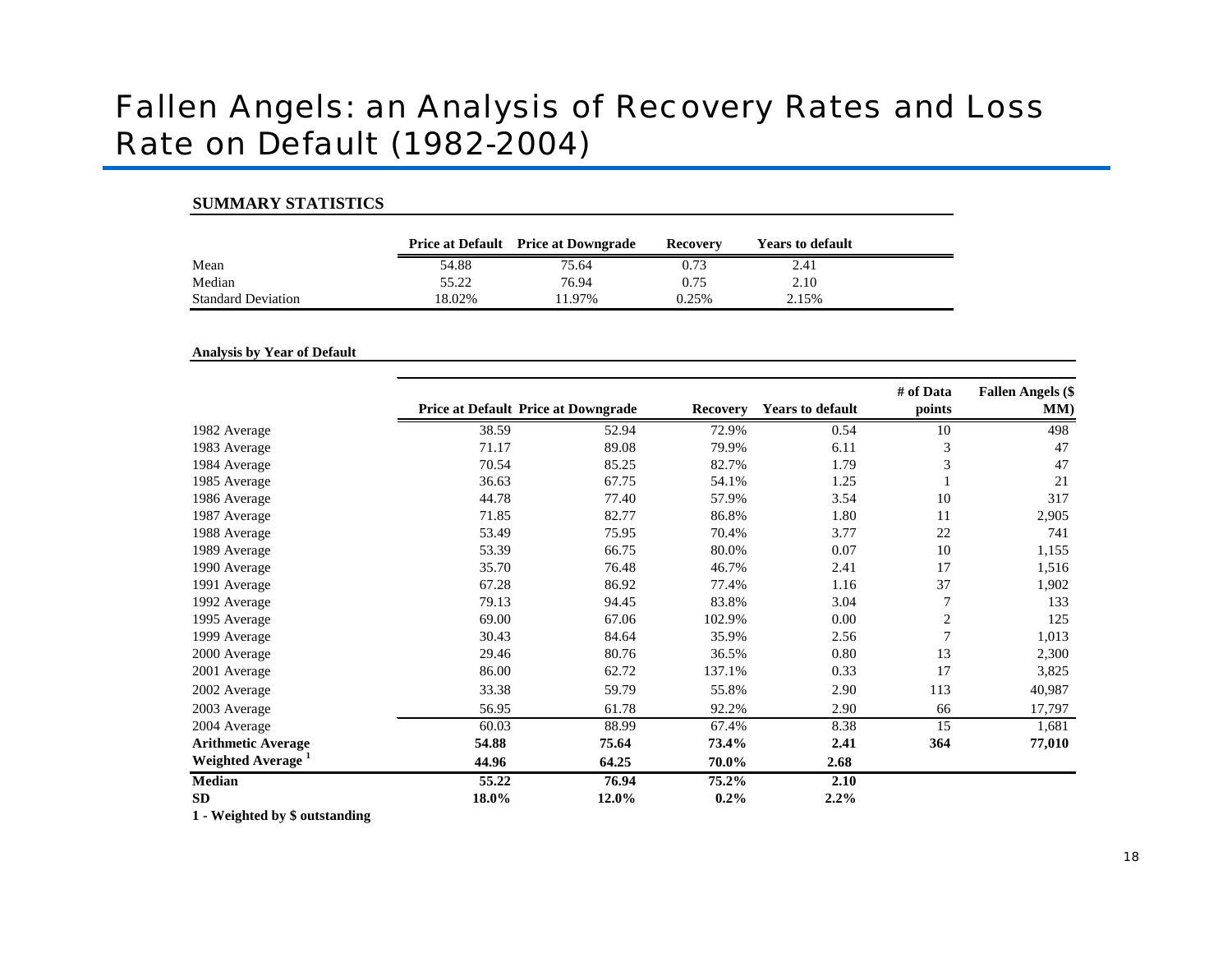# Fallen Angels: an Analysis of Recovery Rates and Loss Rate on Default (1982-2004)

## SUMMARY STATISTICS

| | Price at Default | Price at Downgrade | Recovery | Years to default |
|---|---|---|---|---|
| Mean | 54.88 | 75.64 | 0.73 | 2.41 |
| Median | 55.22 | 76.94 | 0.75 | 2.10 |
| Standard Deviation | 18.02% | 11.97% | 0.25% | 2.15% |

### Analysis by Year of Default

| | Price at Default | Price at Downgrade | Recovery | Years to default | # of Data points | Fallen Angels ($ MM) |
|---|---|---|---|---|---|---|
| 1982 Average | 38.59 | 52.94 | 72.9% | 0.54 | 10 | 498 |
| 1983 Average | 71.17 | 89.08 | 79.9% | 6.11 | 3 | 47 |
| 1984 Average | 70.54 | 85.25 | 82.7% | 1.79 | 3 | 47 |
| 1985 Average | 36.63 | 67.75 | 54.1% | 1.25 | 1 | 21 |
| 1986 Average | 44.78 | 77.40 | 57.9% | 3.54 | 10 | 317 |
| 1987 Average | 71.85 | 82.77 | 86.8% | 1.80 | 11 | 2,905 |
| 1988 Average | 53.49 | 75.95 | 70.4% | 3.77 | 22 | 741 |
| 1989 Average | 53.39 | 66.75 | 80.0% | 0.07 | 10 | 1,155 |
| 1990 Average | 35.70 | 76.48 | 46.7% | 2.41 | 17 | 1,516 |
| 1991 Average | 67.28 | 86.92 | 77.4% | 1.16 | 37 | 1,902 |
| 1992 Average | 79.13 | 94.45 | 83.8% | 3.04 | 7 | 133 |
| 1995 Average | 69.00 | 67.06 | 102.9% | 0.00 | 2 | 125 |
| 1999 Average | 30.43 | 84.64 | 35.9% | 2.56 | 7 | 1,013 |
| 2000 Average | 29.46 | 80.76 | 36.5% | 0.80 | 13 | 2,300 |
| 2001 Average | 86.00 | 62.72 | 137.1% | 0.33 | 17 | 3,825 |
| 2002 Average | 33.38 | 59.79 | 55.8% | 2.90 | 113 | 40,987 |
| 2003 Average | 56.95 | 61.78 | 92.2% | 2.90 | 66 | 17,797 |
| 2004 Average | 60.03 | 88.99 | 67.4% | 8.38 | 15 | 1,681 |
| **Arithmetic Average** | **54.88** | **75.64** | **73.4%** | **2.41** | **364** | **77,010** |
| **Weighted Average [1]** | **44.96** | **64.25** | **70.0%** | **2.68** | | |
| **Median** | **55.22** | **76.94** | **75.2%** | **2.10** | | |
| **SD** | **18.0%** | **12.0%** | **0.2%** | **2.2%** | | |

**1 - Weighted by $ outstanding**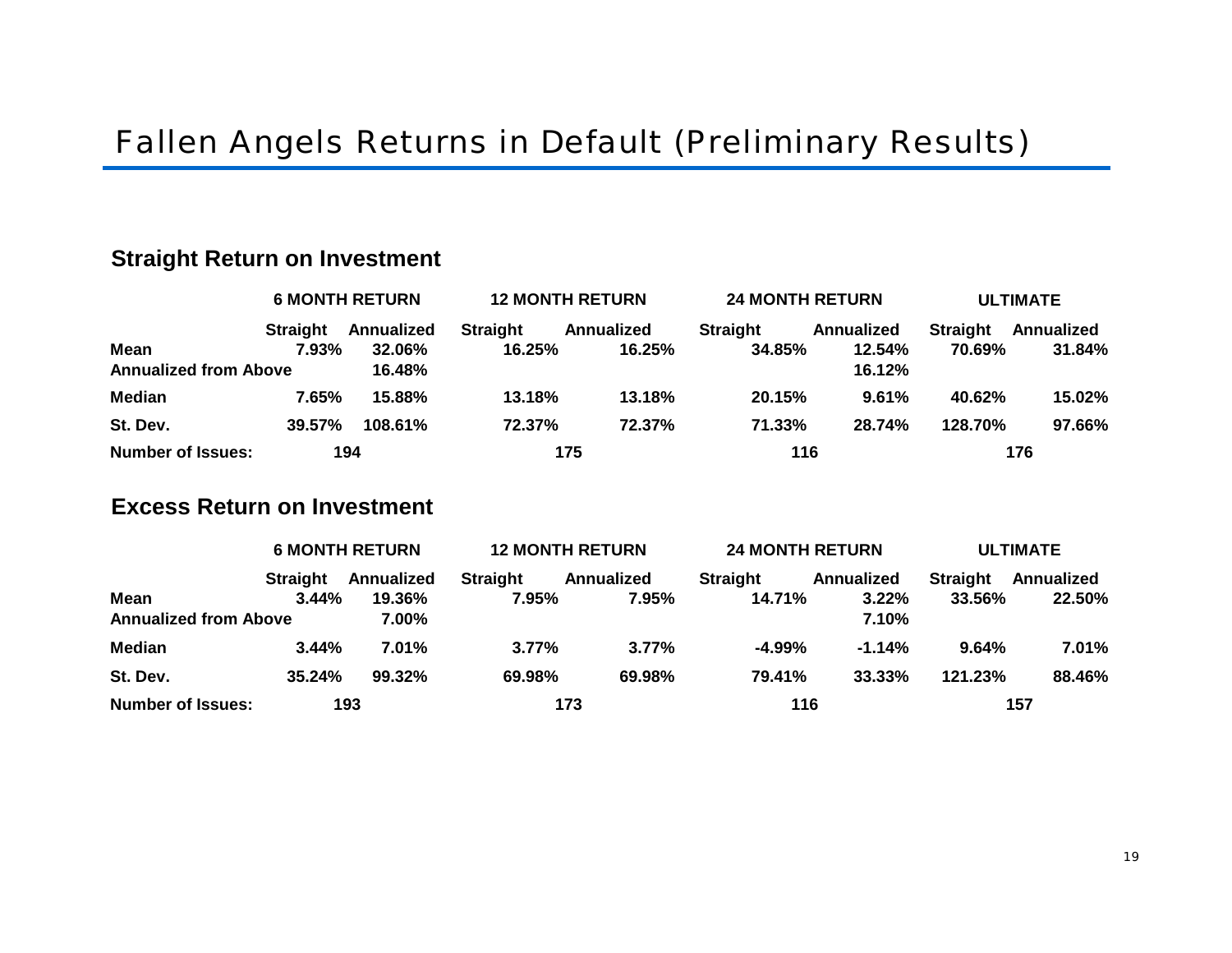# Fallen Angels Returns in Default (Preliminary Results)

## Straight Return on Investment

| | 6 MONTH RETURN | | 12 MONTH RETURN | | 24 MONTH RETURN | | ULTIMATE | |
|---|---|---|---|---|---|---|---|---|
| | Straight | Annualized | Straight | Annualized | Straight | Annualized | Straight | Annualized |
| **Mean** | 7.93% | 32.06% | 16.25% | 16.25% | 34.85% | 12.54% | 70.69% | 31.84% |
| **Annualized from Above** | | 16.48% | | | | 16.12% | | |
| **Median** | 7.65% | 15.88% | 13.18% | 13.18% | 20.15% | 9.61% | 40.62% | 15.02% |
| **St. Dev.** | 39.57% | 108.61% | 72.37% | 72.37% | 71.33% | 28.74% | 128.70% | 97.66% |
| **Number of Issues:** | 194 | | 175 | | 116 | | 176 | |

## Excess Return on Investment

| | 6 MONTH RETURN | | 12 MONTH RETURN | | 24 MONTH RETURN | | ULTIMATE | |
|---|---|---|---|---|---|---|---|---|
| | Straight | Annualized | Straight | Annualized | Straight | Annualized | Straight | Annualized |
| **Mean** | 3.44% | 19.36% | 7.95% | 7.95% | 14.71% | 3.22% | 33.56% | 22.50% |
| **Annualized from Above** | | 7.00% | | | | 7.10% | | |
| **Median** | 3.44% | 7.01% | 3.77% | 3.77% | -4.99% | -1.14% | 9.64% | 7.01% |
| **St. Dev.** | 35.24% | 99.32% | 69.98% | 69.98% | 79.41% | 33.33% | 121.23% | 88.46% |
| **Number of Issues:** | 193 | | 173 | | 116 | | 157 | |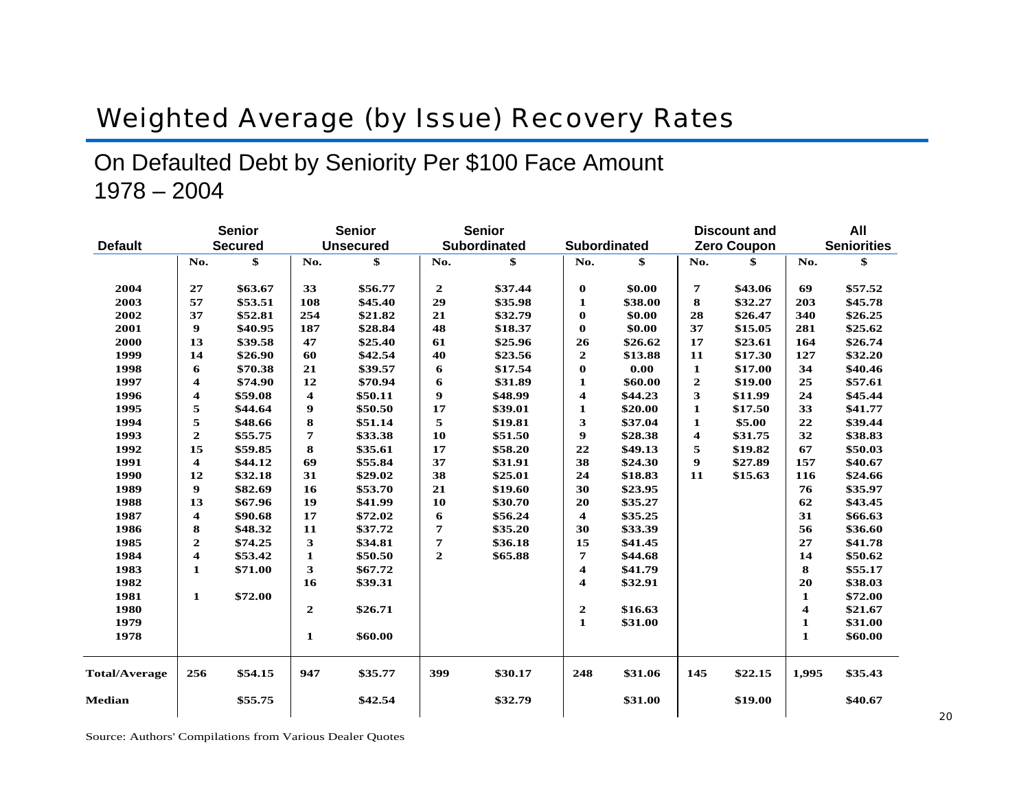# Weighted Average (by Issue) Recovery Rates

## On Defaulted Debt by Seniority Per $100 Face Amount 1978 – 2004

| Default | Senior Secured | | Senior Unsecured | | Senior Subordinated | | Subordinated | | Discount and Zero Coupon | | All Seniorities | |
|---|---|---|---|---|---|---|---|---|---|---|---|---|
| | No. | $ | No. | $ | No. | $ | No. | $ | No. | $ | No. | $ |
| 2004 | 27 | $63.67 | 33 | $56.77 | 2 | $37.44 | 0 | $0.00 | 7 | $43.06 | 69 | $57.52 |
| 2003 | 57 | $53.51 | 108 | $45.40 | 29 | $35.98 | 1 | $38.00 | 8 | $32.27 | 203 | $45.78 |
| 2002 | 37 | $52.81 | 254 | $21.82 | 21 | $32.79 | 0 | $0.00 | 28 | $26.47 | 340 | $26.25 |
| 2001 | 9 | $40.95 | 187 | $28.84 | 48 | $18.37 | 0 | $0.00 | 37 | $15.05 | 281 | $25.62 |
| 2000 | 13 | $39.58 | 47 | $25.40 | 61 | $25.96 | 26 | $26.62 | 17 | $23.61 | 164 | $26.74 |
| 1999 | 14 | $26.90 | 60 | $42.54 | 40 | $23.56 | 2 | $13.88 | 11 | $17.30 | 127 | $32.20 |
| 1998 | 6 | $70.38 | 21 | $39.57 | 6 | $17.54 | 0 | 0.00 | 1 | $17.00 | 34 | $40.46 |
| 1997 | 4 | $74.90 | 12 | $70.94 | 6 | $31.89 | 1 | $60.00 | 2 | $19.00 | 25 | $57.61 |
| 1996 | 4 | $59.08 | 4 | $50.11 | 9 | $48.99 | 4 | $44.23 | 3 | $11.99 | 24 | $45.44 |
| 1995 | 5 | $44.64 | 9 | $50.50 | 17 | $39.01 | 1 | $20.00 | 1 | $17.50 | 33 | $41.77 |
| 1994 | 5 | $48.66 | 8 | $51.14 | 5 | $19.81 | 3 | $37.04 | 1 | $5.00 | 22 | $39.44 |
| 1993 | 2 | $55.75 | 7 | $33.38 | 10 | $51.50 | 9 | $28.38 | 4 | $31.75 | 32 | $38.83 |
| 1992 | 15 | $59.85 | 8 | $35.61 | 17 | $58.20 | 22 | $49.13 | 5 | $19.82 | 67 | $50.03 |
| 1991 | 4 | $44.12 | 69 | $55.84 | 37 | $31.91 | 38 | $24.30 | 9 | $27.89 | 157 | $40.67 |
| 1990 | 12 | $32.18 | 31 | $29.02 | 38 | $25.01 | 24 | $18.83 | 11 | $15.63 | 116 | $24.66 |
| 1989 | 9 | $82.69 | 16 | $53.70 | 21 | $19.60 | 30 | $23.95 | | | 76 | $35.97 |
| 1988 | 13 | $67.96 | 19 | $41.99 | 10 | $30.70 | 20 | $35.27 | | | 62 | $43.45 |
| 1987 | 4 | $90.68 | 17 | $72.02 | 6 | $56.24 | 4 | $35.25 | | | 31 | $66.63 |
| 1986 | 8 | $48.32 | 11 | $37.72 | 7 | $35.20 | 30 | $33.39 | | | 56 | $36.60 |
| 1985 | 2 | $74.25 | 3 | $34.81 | 7 | $36.18 | 15 | $41.45 | | | 27 | $41.78 |
| 1984 | 4 | $53.42 | 1 | $50.50 | 2 | $65.88 | 7 | $44.68 | | | 14 | $50.62 |
| 1983 | 1 | $71.00 | 3 | $67.72 | | | 4 | $41.79 | | | 8 | $55.17 |
| 1982 | | | 16 | $39.31 | | | 4 | $32.91 | | | 20 | $38.03 |
| 1981 | 1 | $72.00 | | | | | | | | | 1 | $72.00 |
| 1980 | | | 2 | $26.71 | | | 2 | $16.63 | | | 4 | $21.67 |
| 1979 | | | | | | | 1 | $31.00 | | | 1 | $31.00 |
| 1978 | | | 1 | $60.00 | | | | | | | 1 | $60.00 |
| Total/Average | 256 | $54.15 | 947 | $35.77 | 399 | $30.17 | 248 | $31.06 | 145 | $22.15 | 1,995 | $35.43 |
| Median | | $55.75 | | $42.54 | | $32.79 | | $31.00 | | $19.00 | | $40.67 |

Source: Authors' Compilations from Various Dealer Quotes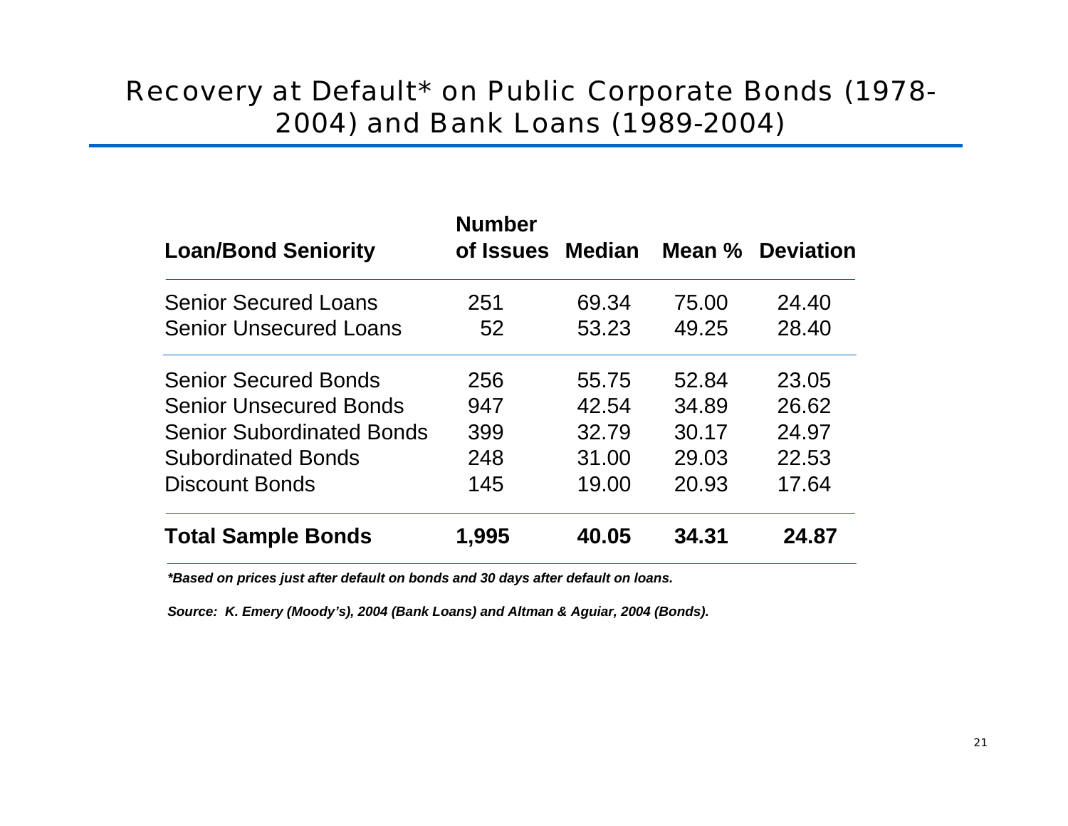# Recovery at Default* on Public Corporate Bonds (1978-2004) and Bank Loans (1989-2004)

| Loan/Bond Seniority | Number of Issues | Median | Mean % | Deviation |
|---|---|---|---|---|
| Senior Secured Loans | 251 | 69.34 | 75.00 | 24.40 |
| Senior Unsecured Loans | 52 | 53.23 | 49.25 | 28.40 |
| Senior Secured Bonds | 256 | 55.75 | 52.84 | 23.05 |
| Senior Unsecured Bonds | 947 | 42.54 | 34.89 | 26.62 |
| Senior Subordinated Bonds | 399 | 32.79 | 30.17 | 24.97 |
| Subordinated Bonds | 248 | 31.00 | 29.03 | 22.53 |
| Discount Bonds | 145 | 19.00 | 20.93 | 17.64 |
| **Total Sample Bonds** | **1,995** | **40.05** | **34.31** | **24.87** |

***Based on prices just after default on bonds and 30 days after default on loans.***

***Source: K. Emery (Moody's), 2004 (Bank Loans) and Altman & Aguiar, 2004 (Bonds).***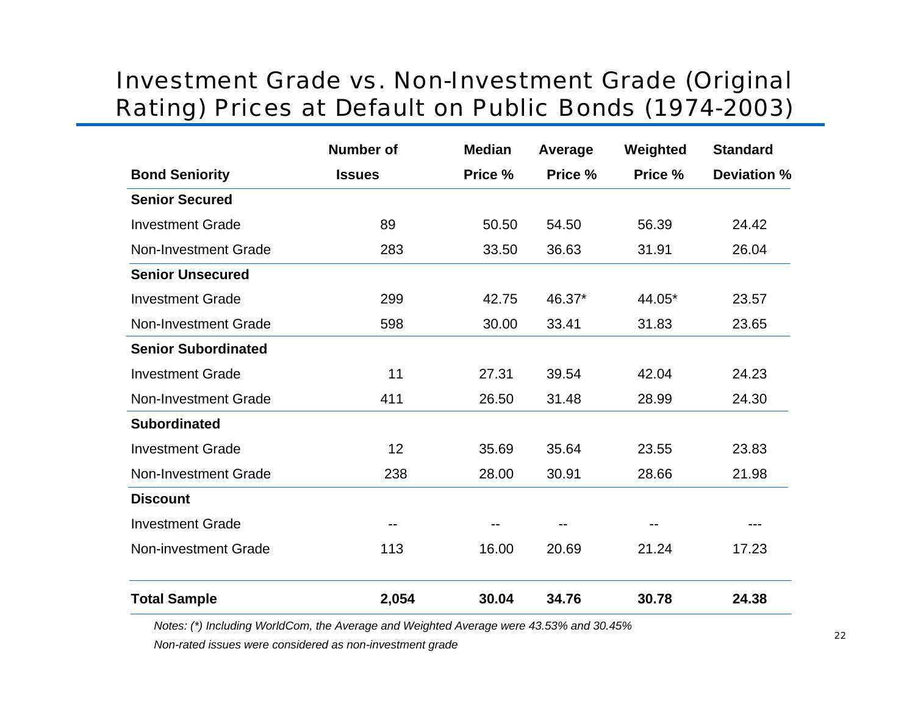# Investment Grade vs. Non-Investment Grade (Original Rating) Prices at Default on Public Bonds (1974-2003)

| Bond Seniority | Number of Issues | Median Price % | Average Price % | Weighted Price % | Standard Deviation % |
|---|---|---|---|---|---|
| **Senior Secured** | | | | | |
| Investment Grade | 89 | 50.50 | 54.50 | 56.39 | 24.42 |
| Non-Investment Grade | 283 | 33.50 | 36.63 | 31.91 | 26.04 |
| **Senior Unsecured** | | | | | |
| Investment Grade | 299 | 42.75 | 46.37* | 44.05* | 23.57 |
| Non-Investment Grade | 598 | 30.00 | 33.41 | 31.83 | 23.65 |
| **Senior Subordinated** | | | | | |
| Investment Grade | 11 | 27.31 | 39.54 | 42.04 | 24.23 |
| Non-Investment Grade | 411 | 26.50 | 31.48 | 28.99 | 24.30 |
| **Subordinated** | | | | | |
| Investment Grade | 12 | 35.69 | 35.64 | 23.55 | 23.83 |
| Non-Investment Grade | 238 | 28.00 | 30.91 | 28.66 | 21.98 |
| **Discount** | | | | | |
| Investment Grade | -- | -- | -- | -- | --- |
| Non-investment Grade | 113 | 16.00 | 20.69 | 21.24 | 17.23 |
| **Total Sample** | **2,054** | **30.04** | **34.76** | **30.78** | **24.38** |

*Notes: (*) Including WorldCom, the Average and Weighted Average were 43.53% and 30.45%*

*Non-rated issues were considered as non-investment grade*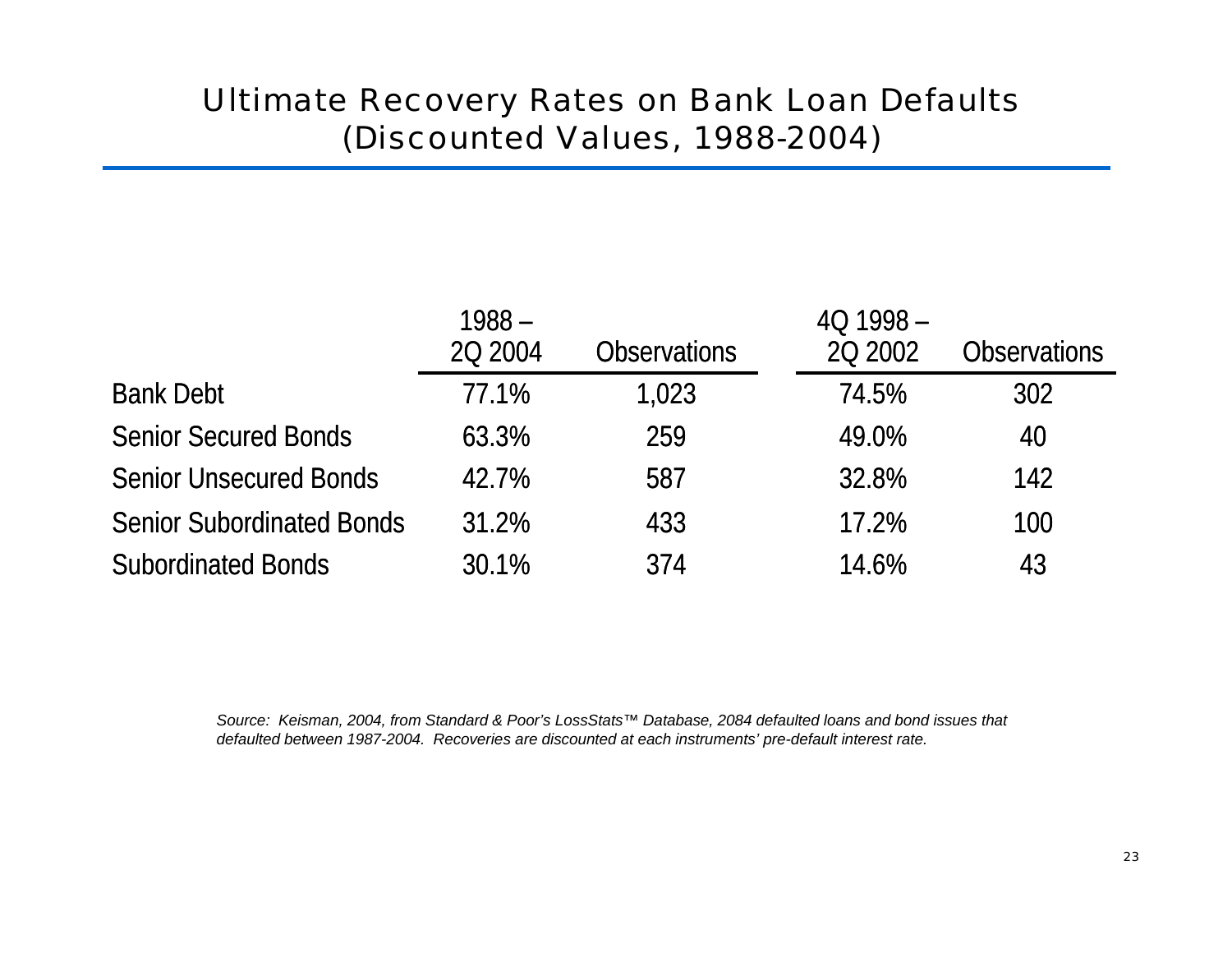# Ultimate Recovery Rates on Bank Loan Defaults (Discounted Values, 1988-2004)

| | 1988 – 2Q 2004 | Observations | 4Q 1998 – 2Q 2002 | Observations |
|---|---|---|---|---|
| Bank Debt | 77.1% | 1,023 | 74.5% | 302 |
| Senior Secured Bonds | 63.3% | 259 | 49.0% | 40 |
| Senior Unsecured Bonds | 42.7% | 587 | 32.8% | 142 |
| Senior Subordinated Bonds | 31.2% | 433 | 17.2% | 100 |
| Subordinated Bonds | 30.1% | 374 | 14.6% | 43 |

*Source: Keisman, 2004, from Standard & Poor's LossStats™ Database, 2084 defaulted loans and bond issues that defaulted between 1987-2004. Recoveries are discounted at each instruments' pre-default interest rate.*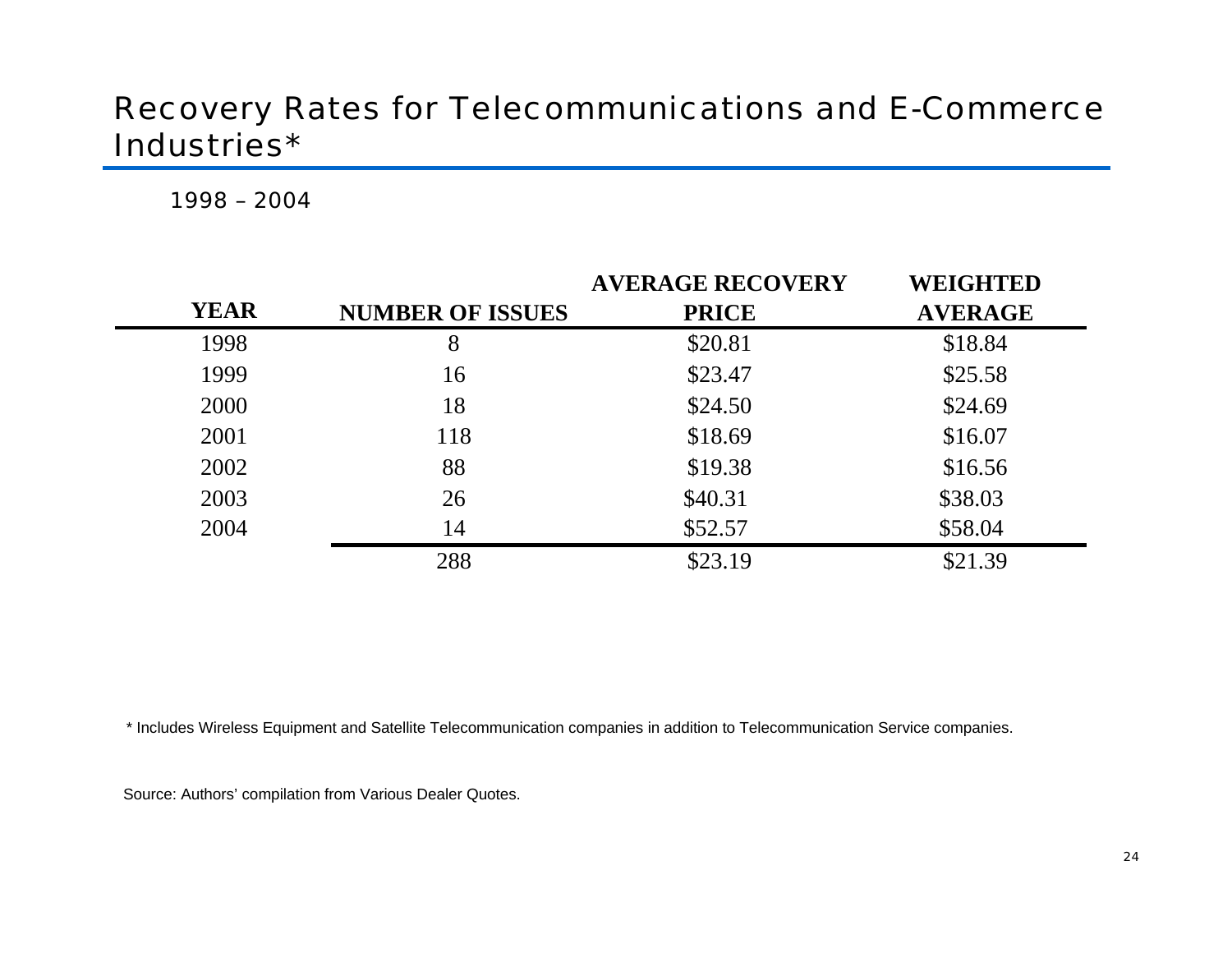# Recovery Rates for Telecommunications and E-Commerce Industries*

1998 – 2004

| YEAR | NUMBER OF ISSUES | AVERAGE RECOVERY PRICE | WEIGHTED AVERAGE |
|---|---|---|---|
| 1998 | 8 | $20.81 | $18.84 |
| 1999 | 16 | $23.47 | $25.58 |
| 2000 | 18 | $24.50 | $24.69 |
| 2001 | 118 | $18.69 | $16.07 |
| 2002 | 88 | $19.38 | $16.56 |
| 2003 | 26 | $40.31 | $38.03 |
| 2004 | 14 | $52.57 | $58.04 |
| | 288 | $23.19 | $21.39 |

* Includes Wireless Equipment and Satellite Telecommunication companies in addition to Telecommunication Service companies.

Source: Authors' compilation from Various Dealer Quotes.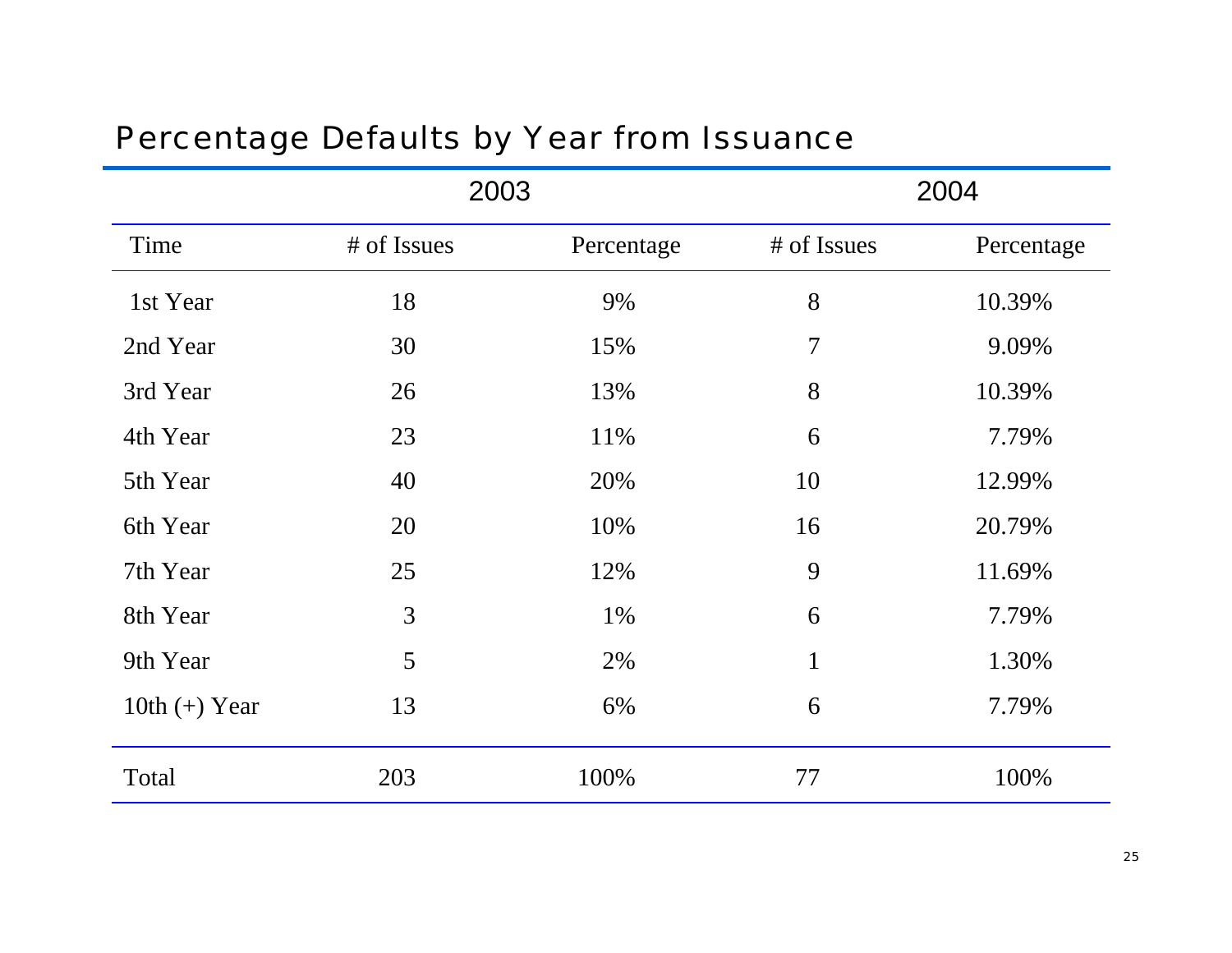## Percentage Defaults by Year from Issuance

| | 2003 | | 2004 | |
|---|---|---|---|---|
| Time | # of Issues | Percentage | # of Issues | Percentage |
| 1st Year | 18 | 9% | 8 | 10.39% |
| 2nd Year | 30 | 15% | 7 | 9.09% |
| 3rd Year | 26 | 13% | 8 | 10.39% |
| 4th Year | 23 | 11% | 6 | 7.79% |
| 5th Year | 40 | 20% | 10 | 12.99% |
| 6th Year | 20 | 10% | 16 | 20.79% |
| 7th Year | 25 | 12% | 9 | 11.69% |
| 8th Year | 3 | 1% | 6 | 7.79% |
| 9th Year | 5 | 2% | 1 | 1.30% |
| 10th (+) Year | 13 | 6% | 6 | 7.79% |
| Total | 203 | 100% | 77 | 100% |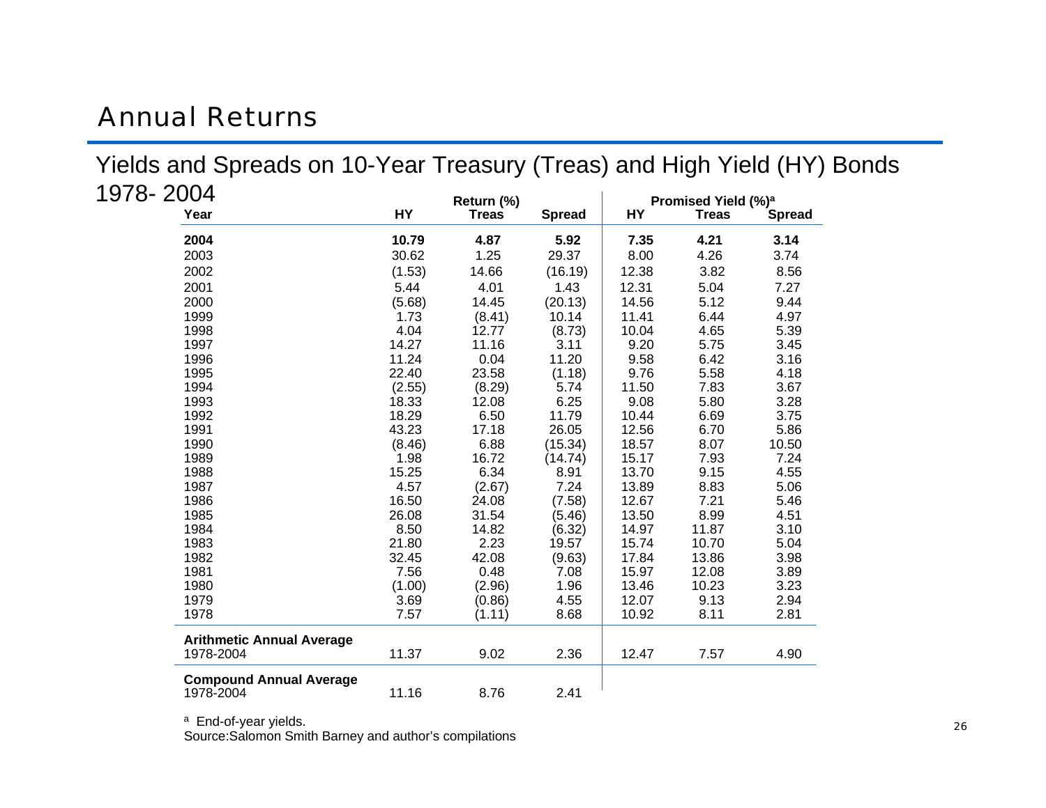# Annual Returns

## Yields and Spreads on 10-Year Treasury (Treas) and High Yield (HY) Bonds 1978- 2004

| Year | Return (%) | | | Promised Yield (%)[a] | | |
|---|---|---|---|---|---|---|
| | HY | Treas | Spread | HY | Treas | Spread |
| **2004** | **10.79** | **4.87** | **5.92** | **7.35** | **4.21** | **3.14** |
| 2003 | 30.62 | 1.25 | 29.37 | 8.00 | 4.26 | 3.74 |
| 2002 | (1.53) | 14.66 | (16.19) | 12.38 | 3.82 | 8.56 |
| 2001 | 5.44 | 4.01 | 1.43 | 12.31 | 5.04 | 7.27 |
| 2000 | (5.68) | 14.45 | (20.13) | 14.56 | 5.12 | 9.44 |
| 1999 | 1.73 | (8.41) | 10.14 | 11.41 | 6.44 | 4.97 |
| 1998 | 4.04 | 12.77 | (8.73) | 10.04 | 4.65 | 5.39 |
| 1997 | 14.27 | 11.16 | 3.11 | 9.20 | 5.75 | 3.45 |
| 1996 | 11.24 | 0.04 | 11.20 | 9.58 | 6.42 | 3.16 |
| 1995 | 22.40 | 23.58 | (1.18) | 9.76 | 5.58 | 4.18 |
| 1994 | (2.55) | (8.29) | 5.74 | 11.50 | 7.83 | 3.67 |
| 1993 | 18.33 | 12.08 | 6.25 | 9.08 | 5.80 | 3.28 |
| 1992 | 18.29 | 6.50 | 11.79 | 10.44 | 6.69 | 3.75 |
| 1991 | 43.23 | 17.18 | 26.05 | 12.56 | 6.70 | 5.86 |
| 1990 | (8.46) | 6.88 | (15.34) | 18.57 | 8.07 | 10.50 |
| 1989 | 1.98 | 16.72 | (14.74) | 15.17 | 7.93 | 7.24 |
| 1988 | 15.25 | 6.34 | 8.91 | 13.70 | 9.15 | 4.55 |
| 1987 | 4.57 | (2.67) | 7.24 | 13.89 | 8.83 | 5.06 |
| 1986 | 16.50 | 24.08 | (7.58) | 12.67 | 7.21 | 5.46 |
| 1985 | 26.08 | 31.54 | (5.46) | 13.50 | 8.99 | 4.51 |
| 1984 | 8.50 | 14.82 | (6.32) | 14.97 | 11.87 | 3.10 |
| 1983 | 21.80 | 2.23 | 19.57 | 15.74 | 10.70 | 5.04 |
| 1982 | 32.45 | 42.08 | (9.63) | 17.84 | 13.86 | 3.98 |
| 1981 | 7.56 | 0.48 | 7.08 | 15.97 | 12.08 | 3.89 |
| 1980 | (1.00) | (2.96) | 1.96 | 13.46 | 10.23 | 3.23 |
| 1979 | 3.69 | (0.86) | 4.55 | 12.07 | 9.13 | 2.94 |
| 1978 | 7.57 | (1.11) | 8.68 | 10.92 | 8.11 | 2.81 |
| **Arithmetic Annual Average** 1978-2004 | 11.37 | 9.02 | 2.36 | 12.47 | 7.57 | 4.90 |
| **Compound Annual Average** 1978-2004 | 11.16 | 8.76 | 2.41 | | | |

[a] End-of-year yields.

Source:Salomon Smith Barney and author's compilations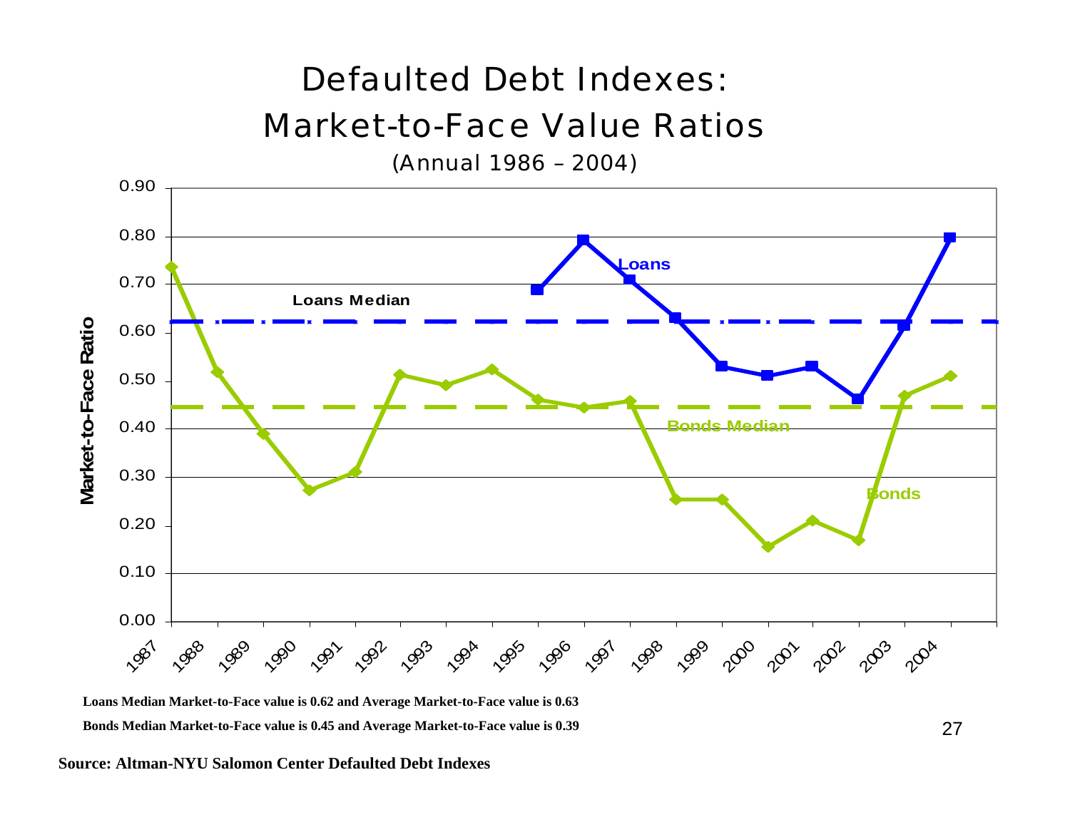# Defaulted Debt Indexes: Market-to-Face Value Ratios

(Annual 1986 – 2004)

**Loans Median Market-to-Face value is 0.62 and Average Market-to-Face value is 0.63**

**Bonds Median Market-to-Face value is 0.45 and Average Market-to-Face value is 0.39**

**Source: Altman-NYU Salomon Center Defaulted Debt Indexes**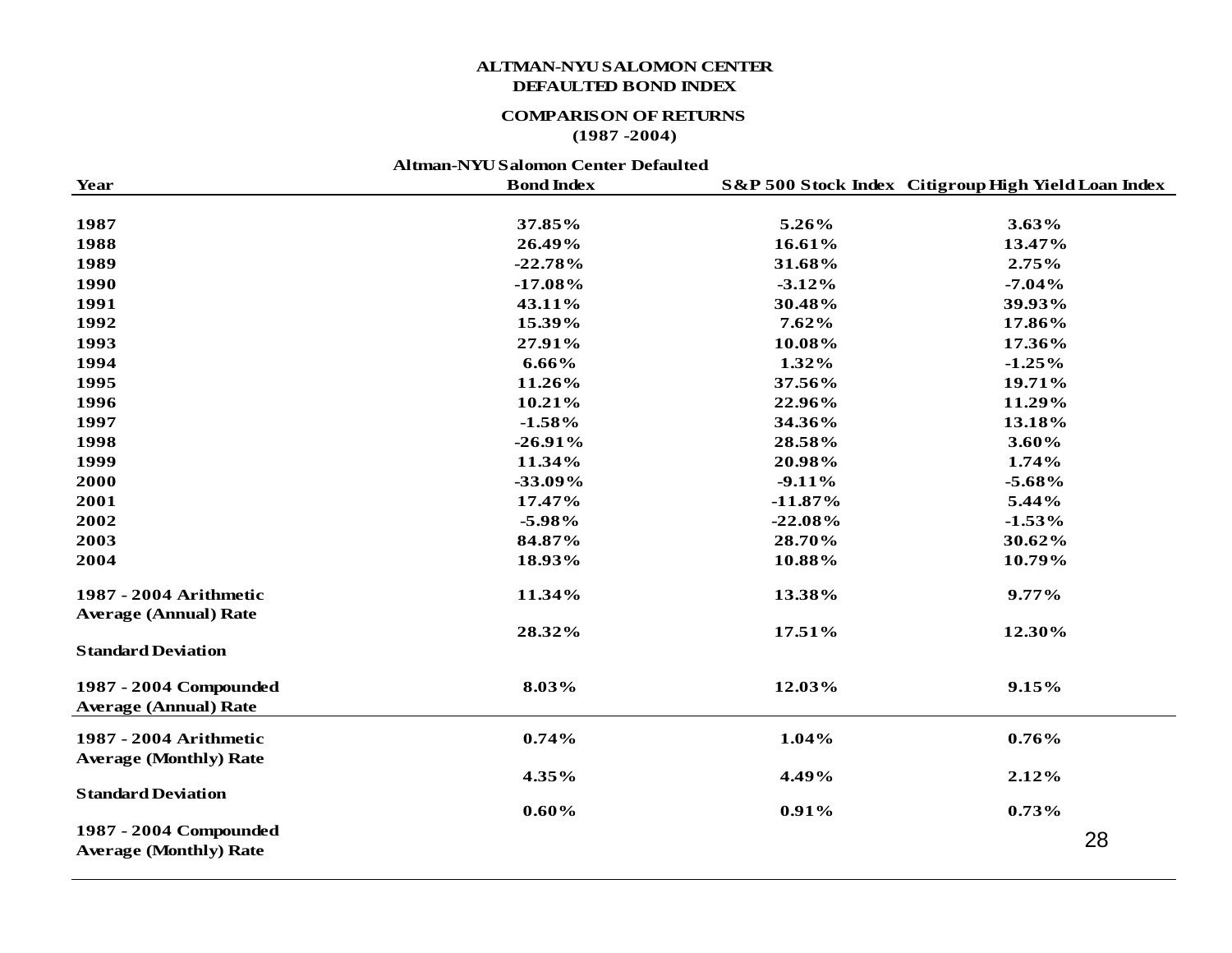# ALTMAN-NYU SALOMON CENTER DEFAULTED BOND INDEX

## COMPARISON OF RETURNS (1987 -2004)

| Year | Altman-NYU Salomon Center Defaulted Bond Index | S&P 500 Stock Index | Citigroup High Yield Loan Index |
|---|---|---|---|
| 1987 | 37.85% | 5.26% | 3.63% |
| 1988 | 26.49% | 16.61% | 13.47% |
| 1989 | -22.78% | 31.68% | 2.75% |
| 1990 | -17.08% | -3.12% | -7.04% |
| 1991 | 43.11% | 30.48% | 39.93% |
| 1992 | 15.39% | 7.62% | 17.86% |
| 1993 | 27.91% | 10.08% | 17.36% |
| 1994 | 6.66% | 1.32% | -1.25% |
| 1995 | 11.26% | 37.56% | 19.71% |
| 1996 | 10.21% | 22.96% | 11.29% |
| 1997 | -1.58% | 34.36% | 13.18% |
| 1998 | -26.91% | 28.58% | 3.60% |
| 1999 | 11.34% | 20.98% | 1.74% |
| 2000 | -33.09% | -9.11% | -5.68% |
| 2001 | 17.47% | -11.87% | 5.44% |
| 2002 | -5.98% | -22.08% | -1.53% |
| 2003 | 84.87% | 28.70% | 30.62% |
| 2004 | 18.93% | 10.88% | 10.79% |
| 1987 - 2004 Arithmetic Average (Annual) Rate | 11.34% | 13.38% | 9.77% |
| Standard Deviation | 28.32% | 17.51% | 12.30% |
| 1987 - 2004 Compounded Average (Annual) Rate | 8.03% | 12.03% | 9.15% |
| 1987 - 2004 Arithmetic Average (Monthly) Rate | 0.74% | 1.04% | 0.76% |
| Standard Deviation | 4.35% | 4.49% | 2.12% |
| 1987 - 2004 Compounded Average (Monthly) Rate | 0.60% | 0.91% | 0.73% |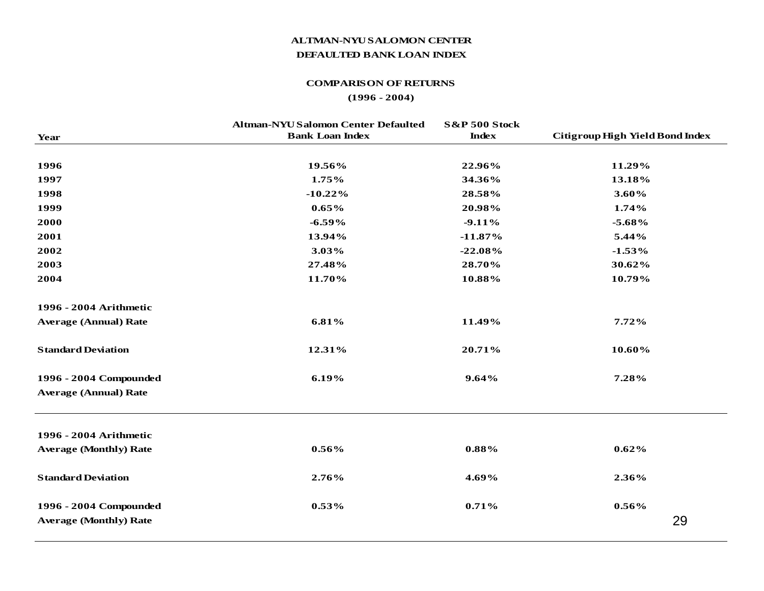## ALTMAN-NYU SALOMON CENTER
## DEFAULTED BANK LOAN INDEX

### COMPARISON OF RETURNS
### (1996 - 2004)

| Year | Altman-NYU Salomon Center Defaulted Bank Loan Index | S&P 500 Stock Index | Citigroup High Yield Bond Index |
|---|---|---|---|
| 1996 | 19.56% | 22.96% | 11.29% |
| 1997 | 1.75% | 34.36% | 13.18% |
| 1998 | -10.22% | 28.58% | 3.60% |
| 1999 | 0.65% | 20.98% | 1.74% |
| 2000 | -6.59% | -9.11% | -5.68% |
| 2001 | 13.94% | -11.87% | 5.44% |
| 2002 | 3.03% | -22.08% | -1.53% |
| 2003 | 27.48% | 28.70% | 30.62% |
| 2004 | 11.70% | 10.88% | 10.79% |
| 1996 - 2004 Arithmetic Average (Annual) Rate | 6.81% | 11.49% | 7.72% |
| Standard Deviation | 12.31% | 20.71% | 10.60% |
| 1996 - 2004 Compounded Average (Annual) Rate | 6.19% | 9.64% | 7.28% |
| 1996 - 2004 Arithmetic Average (Monthly) Rate | 0.56% | 0.88% | 0.62% |
| Standard Deviation | 2.76% | 4.69% | 2.36% |
| 1996 - 2004 Compounded Average (Monthly) Rate | 0.53% | 0.71% | 0.56% |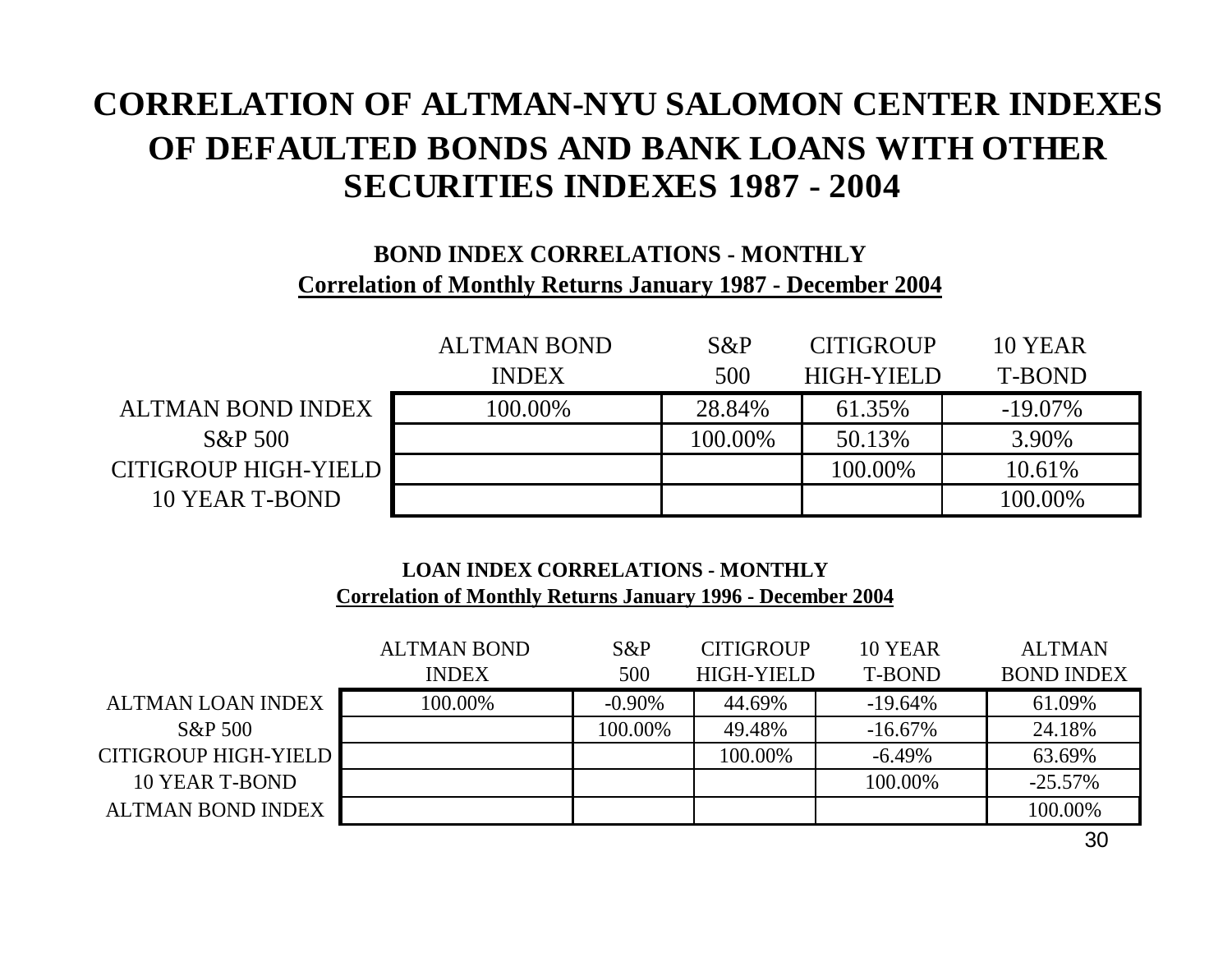# CORRELATION OF ALTMAN-NYU SALOMON CENTER INDEXES OF DEFAULTED BONDS AND BANK LOANS WITH OTHER SECURITIES INDEXES 1987 - 2004

## BOND INDEX CORRELATIONS - MONTHLY

**Correlation of Monthly Returns January 1987 - December 2004**

| | ALTMAN BOND INDEX | S&P 500 | CITIGROUP HIGH-YIELD | 10 YEAR T-BOND |
|---|---|---|---|---|
| ALTMAN BOND INDEX | 100.00% | 28.84% | 61.35% | -19.07% |
| S&P 500 | | 100.00% | 50.13% | 3.90% |
| CITIGROUP HIGH-YIELD | | | 100.00% | 10.61% |
| 10 YEAR T-BOND | | | | 100.00% |

## LOAN INDEX CORRELATIONS - MONTHLY

**Correlation of Monthly Returns January 1996 - December 2004**

| | ALTMAN BOND INDEX | S&P 500 | CITIGROUP HIGH-YIELD | 10 YEAR T-BOND | ALTMAN BOND INDEX |
|---|---|---|---|---|---|
| ALTMAN LOAN INDEX | 100.00% | -0.90% | 44.69% | -19.64% | 61.09% |
| S&P 500 | | 100.00% | 49.48% | -16.67% | 24.18% |
| CITIGROUP HIGH-YIELD | | | 100.00% | -6.49% | 63.69% |
| 10 YEAR T-BOND | | | | 100.00% | -25.57% |
| ALTMAN BOND INDEX | | | | | 100.00% |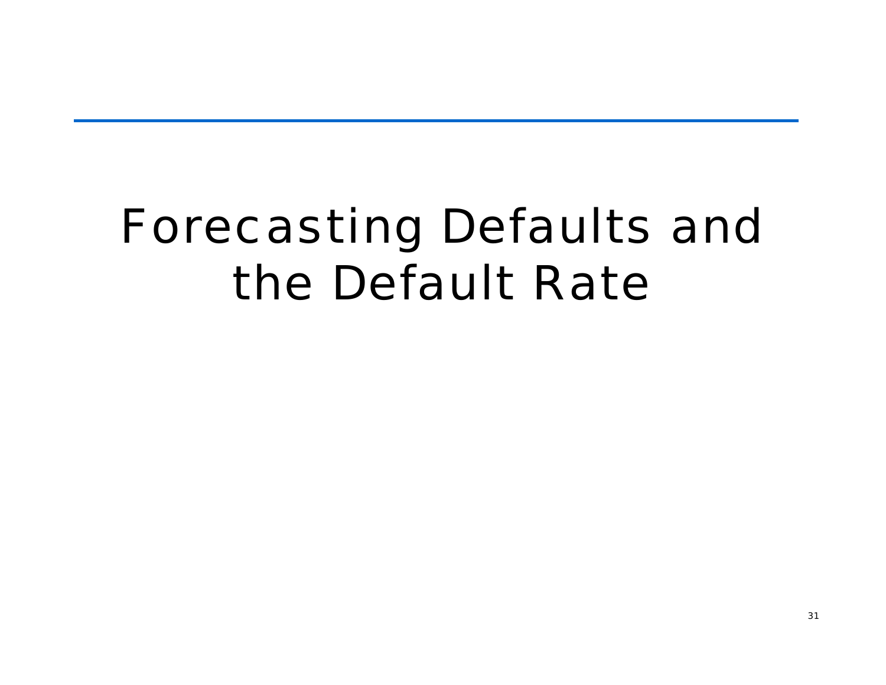# Forecasting Defaults and the Default Rate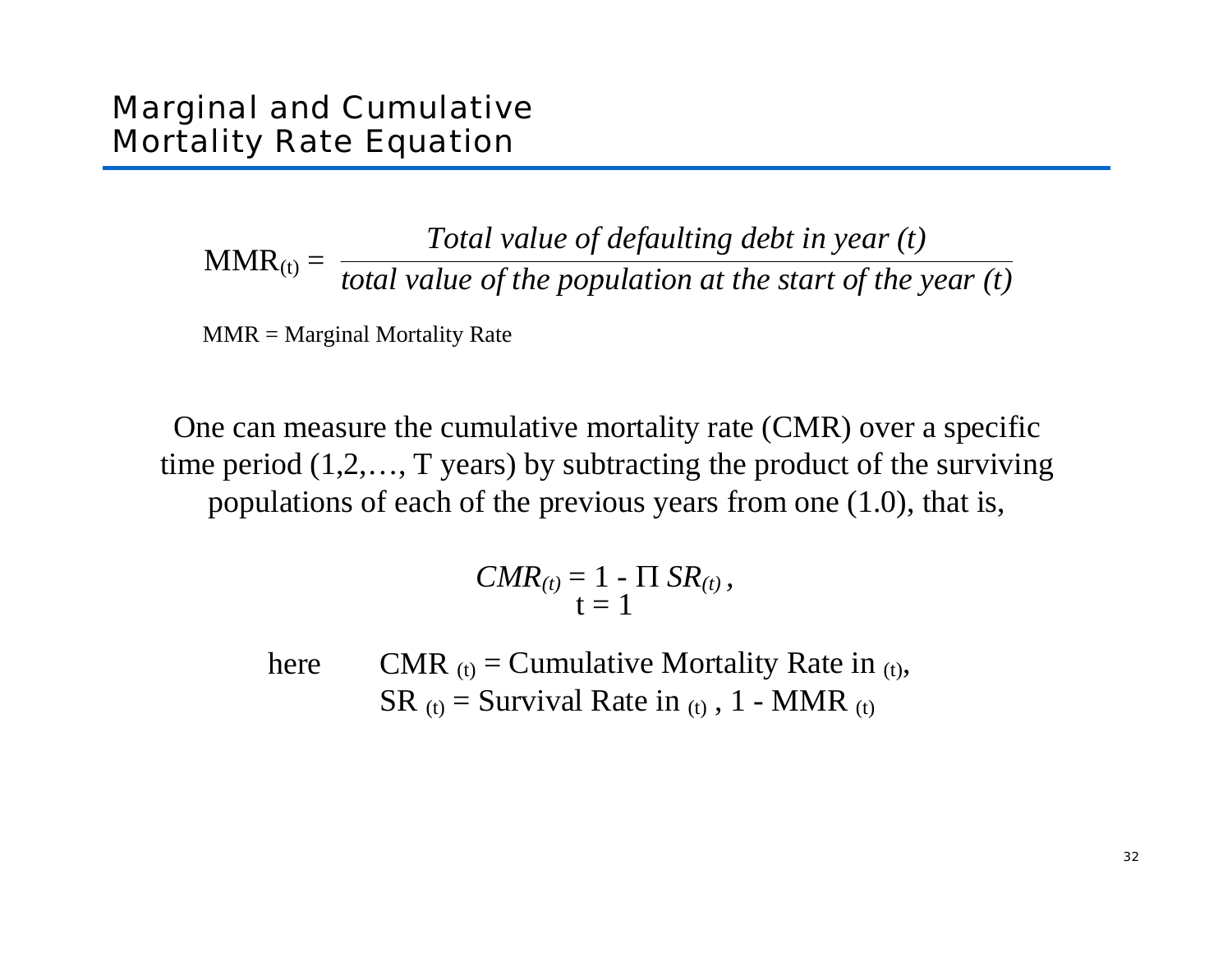# Marginal and Cumulative Mortality Rate Equation

$$MMR_{(t)} = \frac{\textit{Total value of defaulting debt in year (t)}}{\textit{total value of the population at the start of the year (t)}}$$

MMR = Marginal Mortality Rate

One can measure the cumulative mortality rate (CMR) over a specific time period (1,2,…, T years) by subtracting the product of the surviving populations of each of the previous years from one (1.0), that is,

$$CMR_{(t)} = 1 - \prod_{t=1} SR_{(t)},$$

here $CMR_{(t)}$ = Cumulative Mortality Rate in $_{(t)}$,

$SR_{(t)}$ = Survival Rate in $_{(t)}$, $1 - MMR_{(t)}$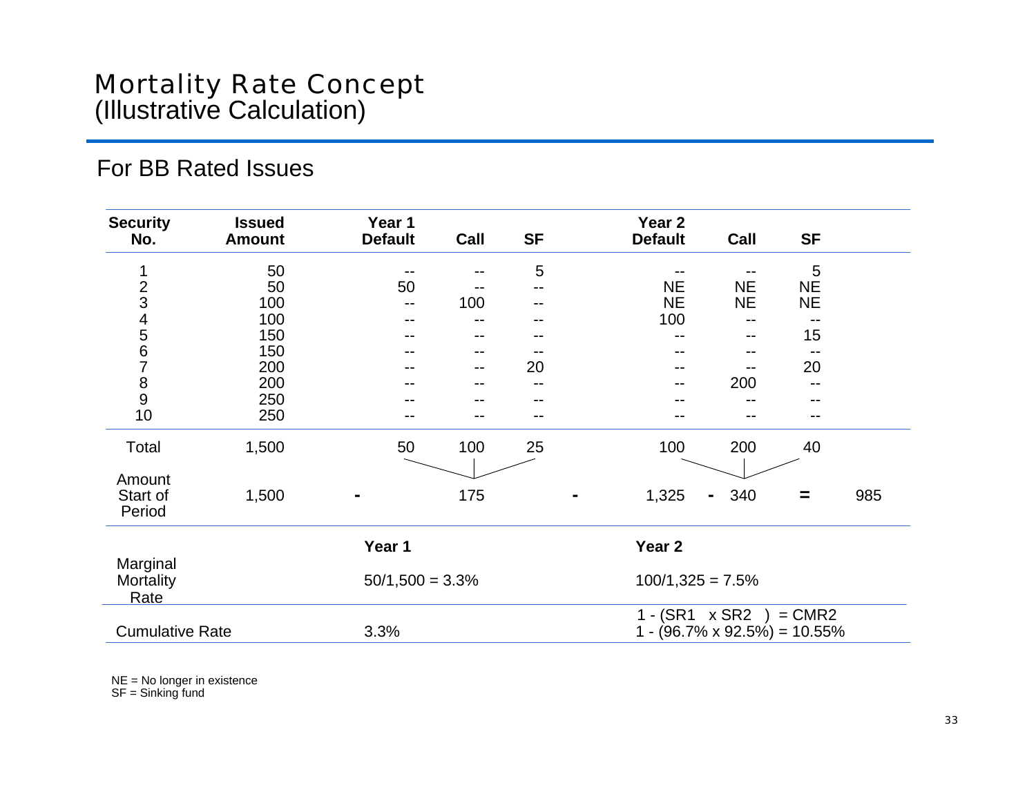# Mortality Rate Concept
(Illustrative Calculation)

## For BB Rated Issues

| Security No. | Issued Amount | Year 1 Default | Call | SF | Year 2 Default | Call | SF | |
|---|---|---|---|---|---|---|---|---|
| 1 | 50 | -- | -- | 5 | -- | -- | 5 | |
| 2 | 50 | 50 | -- | -- | NE | NE | NE | |
| 3 | 100 | -- | 100 | -- | NE | NE | NE | |
| 4 | 100 | -- | -- | -- | 100 | -- | -- | |
| 5 | 150 | -- | -- | -- | -- | -- | 15 | |
| 6 | 150 | -- | -- | -- | -- | -- | -- | |
| 7 | 200 | -- | -- | 20 | -- | -- | 20 | |
| 8 | 200 | -- | -- | -- | -- | 200 | -- | |
| 9 | 250 | -- | -- | -- | -- | -- | -- | |
| 10 | 250 | -- | -- | -- | -- | -- | -- | |
| Total | 1,500 | 50 | 100 | 25 | 100 | 200 | 40 | |
| Amount Start of Period | 1,500 | - | 175 | - | 1,325 | - 340 | = | 985 |

| | Year 1 | Year 2 |
|---|---|---|
| Marginal Mortality Rate | 50/1,500 = 3.3% | 100/1,325 = 7.5% |
| Cumulative Rate | 3.3% | 1 - (SR1 x SR2) = CMR2<br>1 - (96.7% x 92.5%) = 10.55% |

NE = No longer in existence
SF = Sinking fund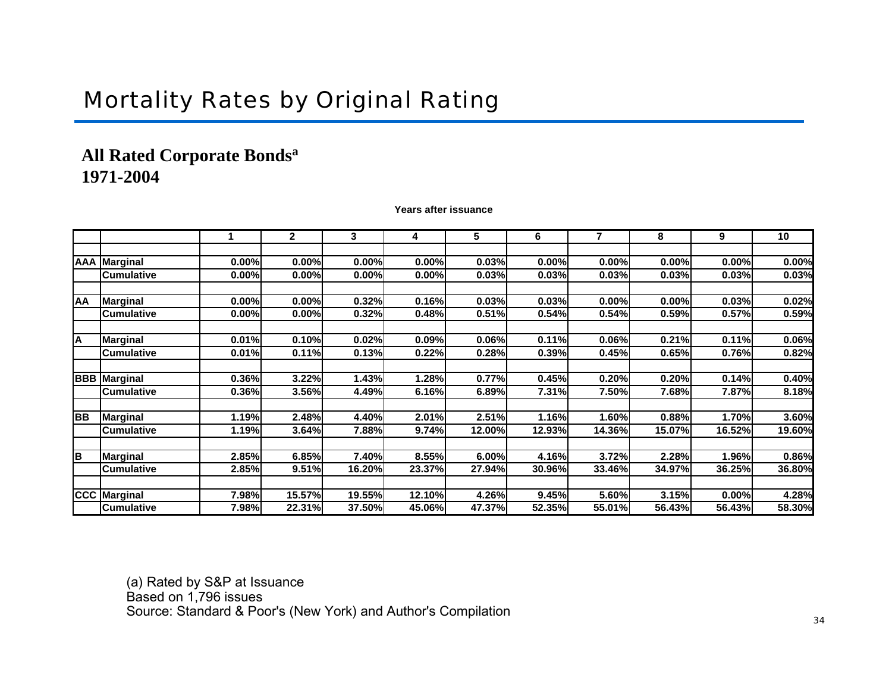# Mortality Rates by Original Rating

**All Rated Corporate Bonds[a]**
**1971-2004**

**Years after issuance**

| | | 1 | 2 | 3 | 4 | 5 | 6 | 7 | 8 | 9 | 10 |
|---|---|---|---|---|---|---|---|---|---|---|---|
| **AAA** | **Marginal** | 0.00% | 0.00% | 0.00% | 0.00% | 0.03% | 0.00% | 0.00% | 0.00% | 0.00% | 0.00% |
| | **Cumulative** | 0.00% | 0.00% | 0.00% | 0.00% | 0.03% | 0.03% | 0.03% | 0.03% | 0.03% | 0.03% |
| **AA** | **Marginal** | 0.00% | 0.00% | 0.32% | 0.16% | 0.03% | 0.03% | 0.00% | 0.00% | 0.03% | 0.02% |
| | **Cumulative** | 0.00% | 0.00% | 0.32% | 0.48% | 0.51% | 0.54% | 0.54% | 0.59% | 0.57% | 0.59% |
| **A** | **Marginal** | 0.01% | 0.10% | 0.02% | 0.09% | 0.06% | 0.11% | 0.06% | 0.21% | 0.11% | 0.06% |
| | **Cumulative** | 0.01% | 0.11% | 0.13% | 0.22% | 0.28% | 0.39% | 0.45% | 0.65% | 0.76% | 0.82% |
| **BBB** | **Marginal** | 0.36% | 3.22% | 1.43% | 1.28% | 0.77% | 0.45% | 0.20% | 0.20% | 0.14% | 0.40% |
| | **Cumulative** | 0.36% | 3.56% | 4.49% | 6.16% | 6.89% | 7.31% | 7.50% | 7.68% | 7.87% | 8.18% |
| **BB** | **Marginal** | 1.19% | 2.48% | 4.40% | 2.01% | 2.51% | 1.16% | 1.60% | 0.88% | 1.70% | 3.60% |
| | **Cumulative** | 1.19% | 3.64% | 7.88% | 9.74% | 12.00% | 12.93% | 14.36% | 15.07% | 16.52% | 19.60% |
| **B** | **Marginal** | 2.85% | 6.85% | 7.40% | 8.55% | 6.00% | 4.16% | 3.72% | 2.28% | 1.96% | 0.86% |
| | **Cumulative** | 2.85% | 9.51% | 16.20% | 23.37% | 27.94% | 30.96% | 33.46% | 34.97% | 36.25% | 36.80% |
| **CCC** | **Marginal** | 7.98% | 15.57% | 19.55% | 12.10% | 4.26% | 9.45% | 5.60% | 3.15% | 0.00% | 4.28% |
| | **Cumulative** | 7.98% | 22.31% | 37.50% | 45.06% | 47.37% | 52.35% | 55.01% | 56.43% | 56.43% | 58.30% |

(a) Rated by S&P at Issuance
Based on 1,796 issues
Source: Standard & Poor's (New York) and Author's Compilation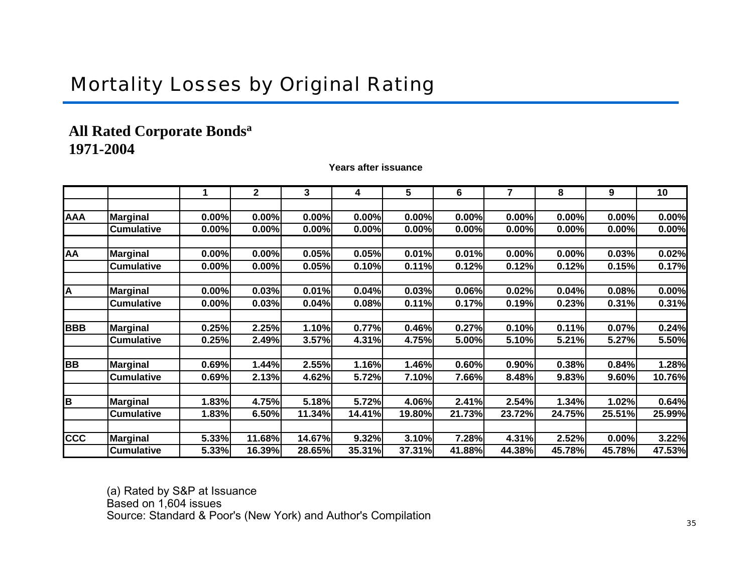# Mortality Losses by Original Rating

**All Rated Corporate Bonds[a]**
**1971-2004**

**Years after issuance**

| | | 1 | 2 | 3 | 4 | 5 | 6 | 7 | 8 | 9 | 10 |
|---|---|---|---|---|---|---|---|---|---|---|---|
| **AAA** | **Marginal** | 0.00% | 0.00% | 0.00% | 0.00% | 0.00% | 0.00% | 0.00% | 0.00% | 0.00% | 0.00% |
| | **Cumulative** | 0.00% | 0.00% | 0.00% | 0.00% | 0.00% | 0.00% | 0.00% | 0.00% | 0.00% | 0.00% |
| **AA** | **Marginal** | 0.00% | 0.00% | 0.05% | 0.05% | 0.01% | 0.01% | 0.00% | 0.00% | 0.03% | 0.02% |
| | **Cumulative** | 0.00% | 0.00% | 0.05% | 0.10% | 0.11% | 0.12% | 0.12% | 0.12% | 0.15% | 0.17% |
| **A** | **Marginal** | 0.00% | 0.03% | 0.01% | 0.04% | 0.03% | 0.06% | 0.02% | 0.04% | 0.08% | 0.00% |
| | **Cumulative** | 0.00% | 0.03% | 0.04% | 0.08% | 0.11% | 0.17% | 0.19% | 0.23% | 0.31% | 0.31% |
| **BBB** | **Marginal** | 0.25% | 2.25% | 1.10% | 0.77% | 0.46% | 0.27% | 0.10% | 0.11% | 0.07% | 0.24% |
| | **Cumulative** | 0.25% | 2.49% | 3.57% | 4.31% | 4.75% | 5.00% | 5.10% | 5.21% | 5.27% | 5.50% |
| **BB** | **Marginal** | 0.69% | 1.44% | 2.55% | 1.16% | 1.46% | 0.60% | 0.90% | 0.38% | 0.84% | 1.28% |
| | **Cumulative** | 0.69% | 2.13% | 4.62% | 5.72% | 7.10% | 7.66% | 8.48% | 9.83% | 9.60% | 10.76% |
| **B** | **Marginal** | 1.83% | 4.75% | 5.18% | 5.72% | 4.06% | 2.41% | 2.54% | 1.34% | 1.02% | 0.64% |
| | **Cumulative** | 1.83% | 6.50% | 11.34% | 14.41% | 19.80% | 21.73% | 23.72% | 24.75% | 25.51% | 25.99% |
| **CCC** | **Marginal** | 5.33% | 11.68% | 14.67% | 9.32% | 3.10% | 7.28% | 4.31% | 2.52% | 0.00% | 3.22% |
| | **Cumulative** | 5.33% | 16.39% | 28.65% | 35.31% | 37.31% | 41.88% | 44.38% | 45.78% | 45.78% | 47.53% |

(a) Rated by S&P at Issuance
Based on 1,604 issues
Source: Standard & Poor's (New York) and Author's Compilation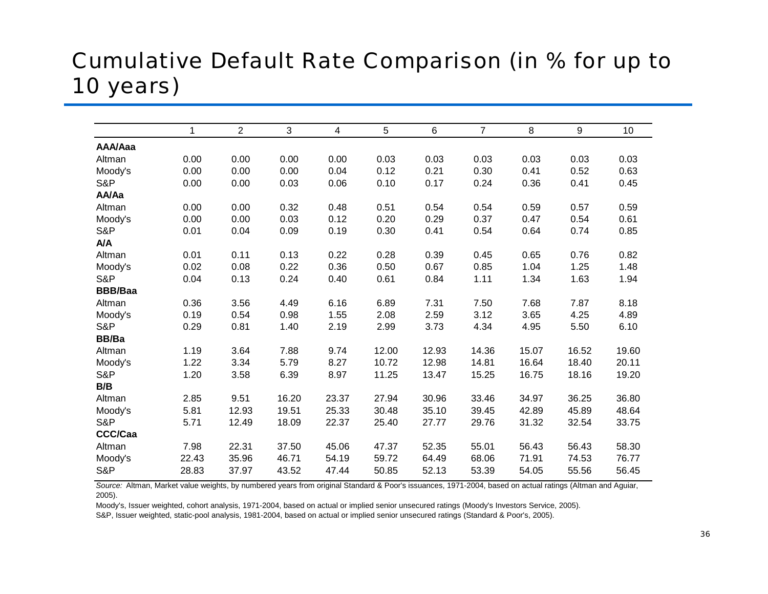# Cumulative Default Rate Comparison (in % for up to 10 years)

| | 1 | 2 | 3 | 4 | 5 | 6 | 7 | 8 | 9 | 10 |
|---|---|---|---|---|---|---|---|---|---|---|
| **AAA/Aaa** | | | | | | | | | | |
| Altman | 0.00 | 0.00 | 0.00 | 0.00 | 0.03 | 0.03 | 0.03 | 0.03 | 0.03 | 0.03 |
| Moody's | 0.00 | 0.00 | 0.00 | 0.04 | 0.12 | 0.21 | 0.30 | 0.41 | 0.52 | 0.63 |
| S&P | 0.00 | 0.00 | 0.03 | 0.06 | 0.10 | 0.17 | 0.24 | 0.36 | 0.41 | 0.45 |
| **AA/Aa** | | | | | | | | | | |
| Altman | 0.00 | 0.00 | 0.32 | 0.48 | 0.51 | 0.54 | 0.54 | 0.59 | 0.57 | 0.59 |
| Moody's | 0.00 | 0.00 | 0.03 | 0.12 | 0.20 | 0.29 | 0.37 | 0.47 | 0.54 | 0.61 |
| S&P | 0.01 | 0.04 | 0.09 | 0.19 | 0.30 | 0.41 | 0.54 | 0.64 | 0.74 | 0.85 |
| **A/A** | | | | | | | | | | |
| Altman | 0.01 | 0.11 | 0.13 | 0.22 | 0.28 | 0.39 | 0.45 | 0.65 | 0.76 | 0.82 |
| Moody's | 0.02 | 0.08 | 0.22 | 0.36 | 0.50 | 0.67 | 0.85 | 1.04 | 1.25 | 1.48 |
| S&P | 0.04 | 0.13 | 0.24 | 0.40 | 0.61 | 0.84 | 1.11 | 1.34 | 1.63 | 1.94 |
| **BBB/Baa** | | | | | | | | | | |
| Altman | 0.36 | 3.56 | 4.49 | 6.16 | 6.89 | 7.31 | 7.50 | 7.68 | 7.87 | 8.18 |
| Moody's | 0.19 | 0.54 | 0.98 | 1.55 | 2.08 | 2.59 | 3.12 | 3.65 | 4.25 | 4.89 |
| S&P | 0.29 | 0.81 | 1.40 | 2.19 | 2.99 | 3.73 | 4.34 | 4.95 | 5.50 | 6.10 |
| **BB/Ba** | | | | | | | | | | |
| Altman | 1.19 | 3.64 | 7.88 | 9.74 | 12.00 | 12.93 | 14.36 | 15.07 | 16.52 | 19.60 |
| Moody's | 1.22 | 3.34 | 5.79 | 8.27 | 10.72 | 12.98 | 14.81 | 16.64 | 18.40 | 20.11 |
| S&P | 1.20 | 3.58 | 6.39 | 8.97 | 11.25 | 13.47 | 15.25 | 16.75 | 18.16 | 19.20 |
| **B/B** | | | | | | | | | | |
| Altman | 2.85 | 9.51 | 16.20 | 23.37 | 27.94 | 30.96 | 33.46 | 34.97 | 36.25 | 36.80 |
| Moody's | 5.81 | 12.93 | 19.51 | 25.33 | 30.48 | 35.10 | 39.45 | 42.89 | 45.89 | 48.64 |
| S&P | 5.71 | 12.49 | 18.09 | 22.37 | 25.40 | 27.77 | 29.76 | 31.32 | 32.54 | 33.75 |
| **CCC/Caa** | | | | | | | | | | |
| Altman | 7.98 | 22.31 | 37.50 | 45.06 | 47.37 | 52.35 | 55.01 | 56.43 | 56.43 | 58.30 |
| Moody's | 22.43 | 35.96 | 46.71 | 54.19 | 59.72 | 64.49 | 68.06 | 71.91 | 74.53 | 76.77 |
| S&P | 28.83 | 37.97 | 43.52 | 47.44 | 50.85 | 52.13 | 53.39 | 54.05 | 55.56 | 56.45 |

*Source:* Altman, Market value weights, by numbered years from original Standard & Poor's issuances, 1971-2004, based on actual ratings (Altman and Aguiar, 2005).

Moody's, Issuer weighted, cohort analysis, 1971-2004, based on actual or implied senior unsecured ratings (Moody's Investors Service, 2005).

S&P, Issuer weighted, static-pool analysis, 1981-2004, based on actual or implied senior unsecured ratings (Standard & Poor's, 2005).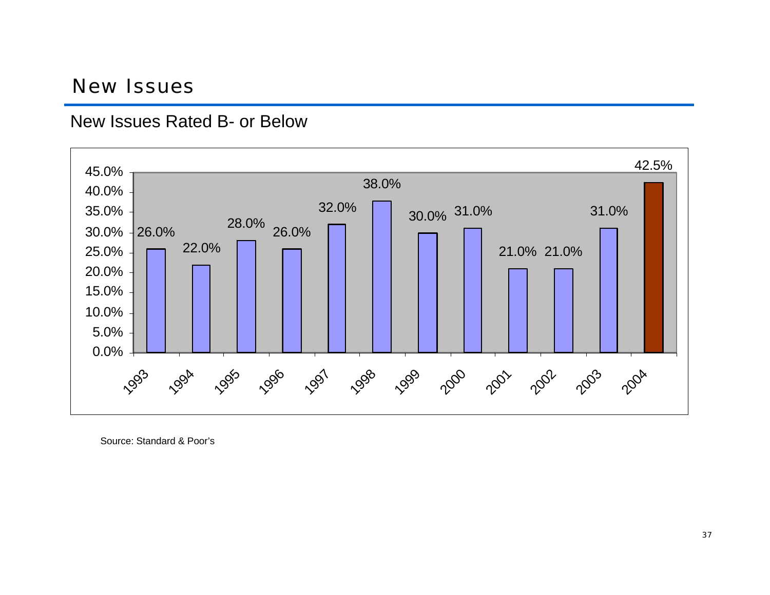# New Issues

## New Issues Rated B- or Below

| Year | Percentage |
|---|---|
| 1993 | 26.0% |
| 1994 | 22.0% |
| 1995 | 28.0% |
| 1996 | 26.0% |
| 1997 | 32.0% |
| 1998 | 38.0% |
| 1999 | 30.0% |
| 2000 | 31.0% |
| 2001 | 21.0% |
| 2002 | 21.0% |
| 2003 | 31.0% |
| 2004 | 42.5% |

Source: Standard & Poor's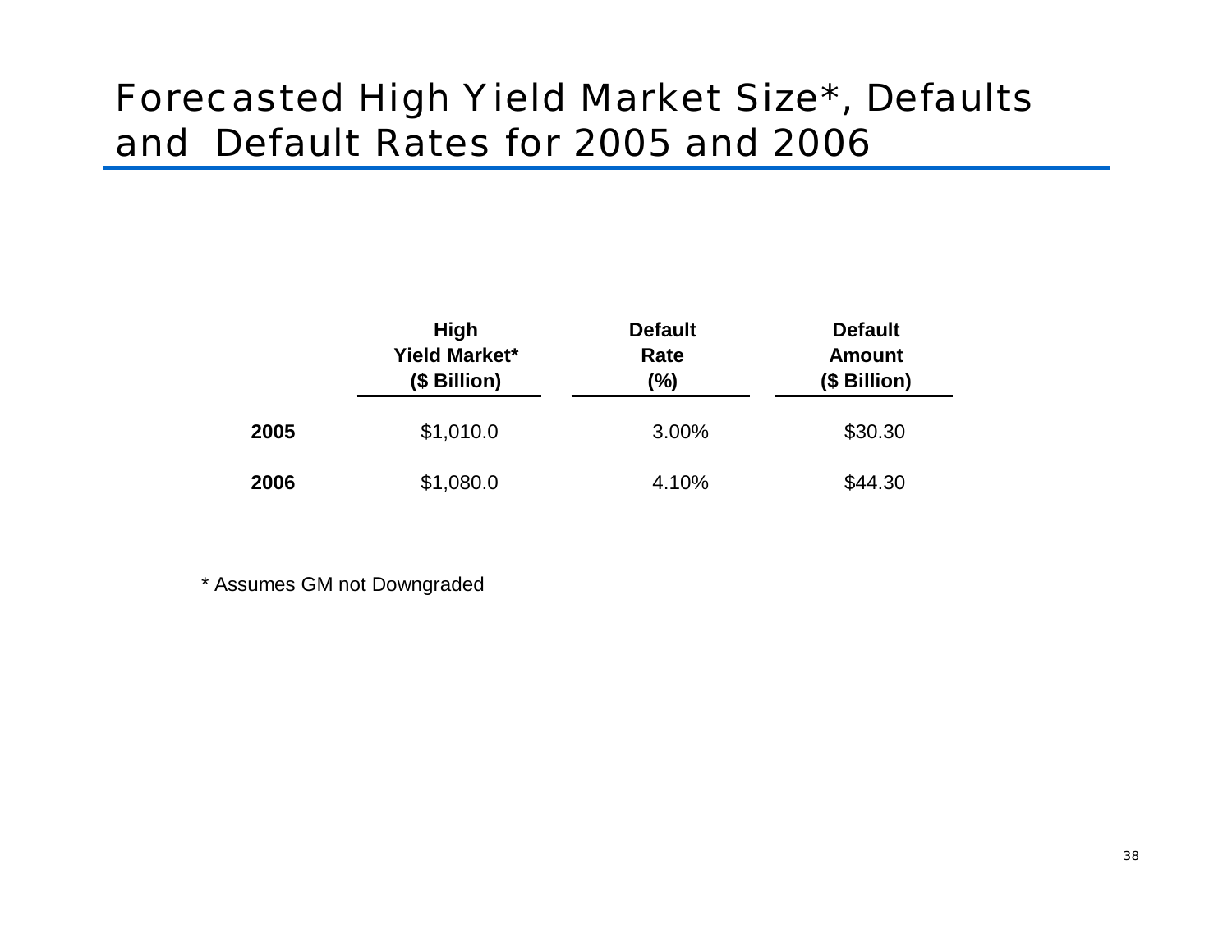# Forecasted High Yield Market Size*, Defaults and Default Rates for 2005 and 2006

| | High Yield Market* ($ Billion) | Default Rate (%) | Default Amount ($ Billion) |
|---|---|---|---|
| **2005** | $1,010.0 | 3.00% | $30.30 |
| **2006** | $1,080.0 | 4.10% | $44.30 |

* Assumes GM not Downgraded